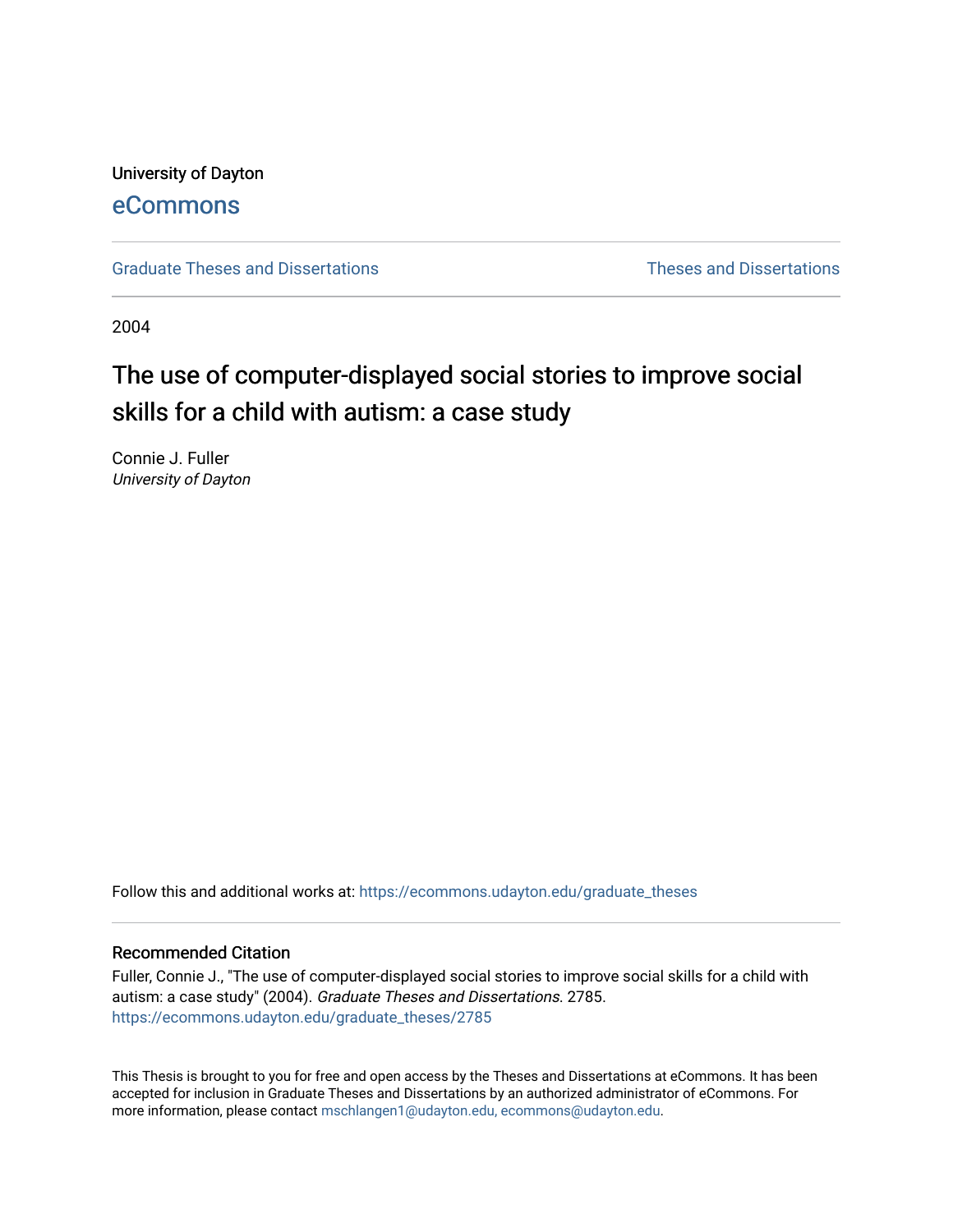University of Dayton

eCommons

Graduate Theses and Dissertations

Theses and Dissertations

2004

# The use of computer-displayed social stories to improve social skills for a child with autism: a case study

Connie J. Fuller
*University of Dayton*

Follow this and additional works at: https://ecommons.udayton.edu/graduate_theses

## Recommended Citation

Fuller, Connie J., "The use of computer-displayed social stories to improve social skills for a child with autism: a case study" (2004). *Graduate Theses and Dissertations*. 2785.
https://ecommons.udayton.edu/graduate_theses/2785

This Thesis is brought to you for free and open access by the Theses and Dissertations at eCommons. It has been accepted for inclusion in Graduate Theses and Dissertations by an authorized administrator of eCommons. For more information, please contact mschlangen1@udayton.edu, ecommons@udayton.edu.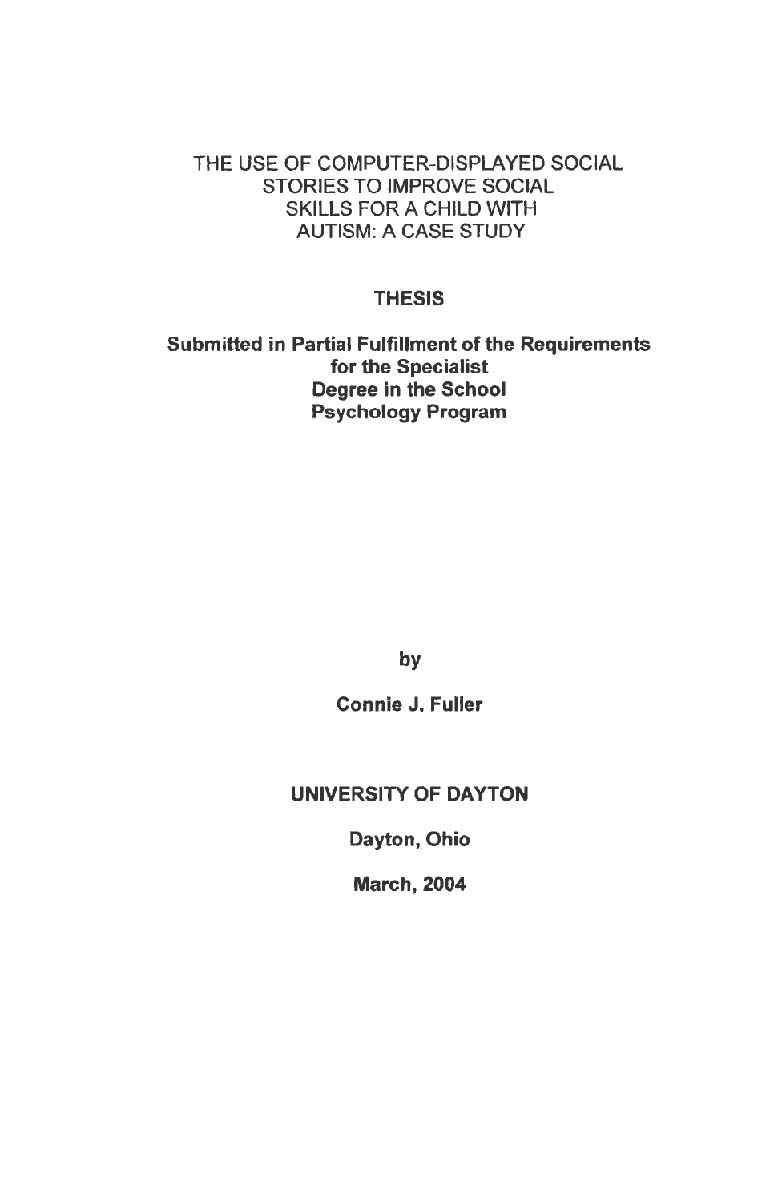# THE USE OF COMPUTER-DISPLAYED SOCIAL STORIES TO IMPROVE SOCIAL SKILLS FOR A CHILD WITH AUTISM: A CASE STUDY

**THESIS**

**Submitted in Partial Fulfillment of the Requirements for the Specialist Degree in the School Psychology Program**

**by**

**Connie J. Fuller**

**UNIVERSITY OF DAYTON**

**Dayton, Ohio**

**March, 2004**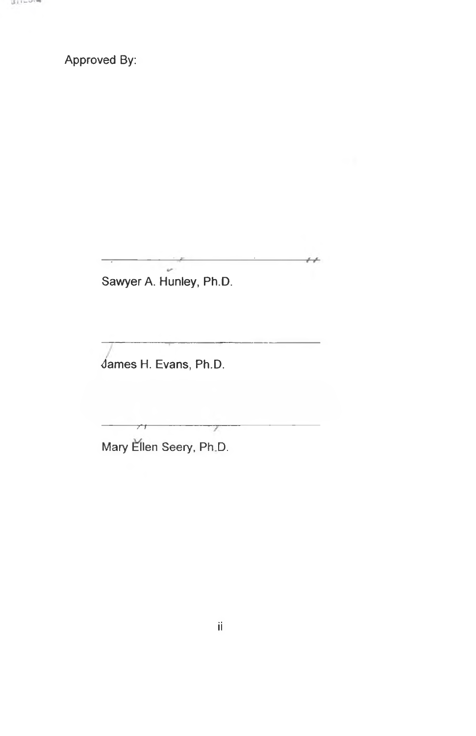Approved By:

Sawyer A. Hunley, Ph.D.

James H. Evans, Ph.D.

Mary Ellen Seery, Ph.D.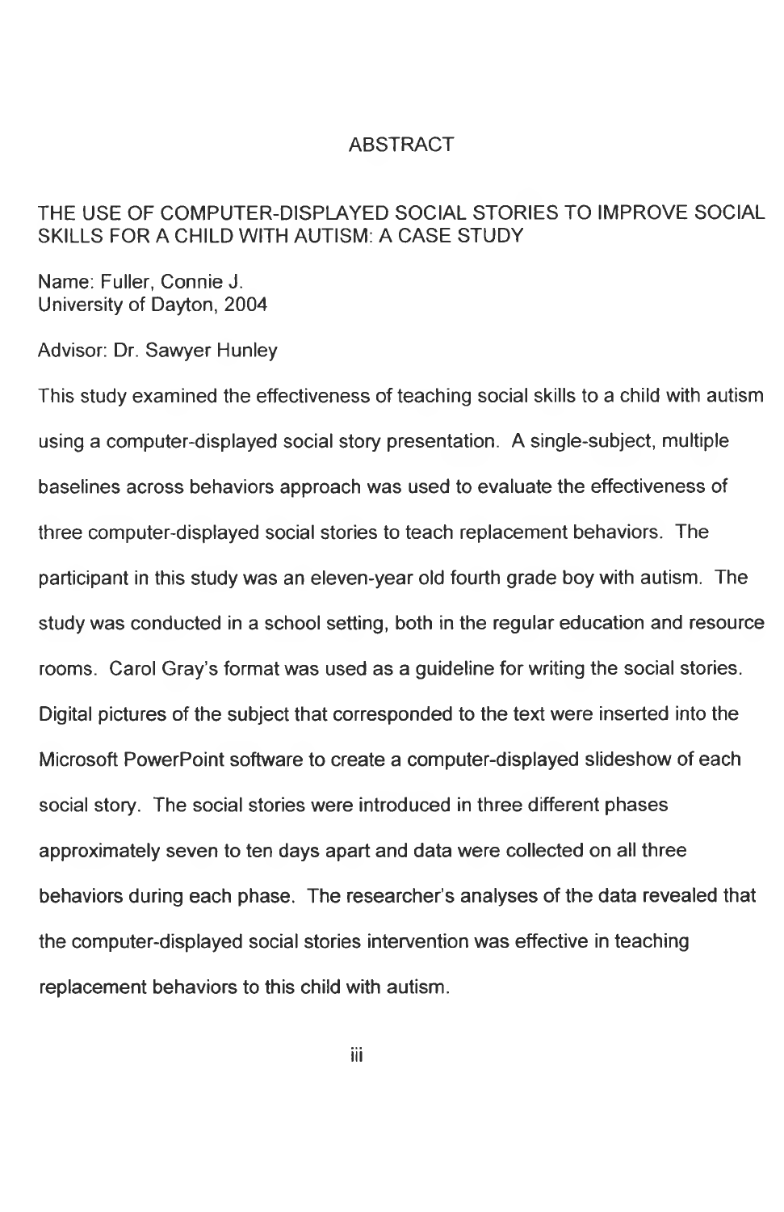# ABSTRACT

## THE USE OF COMPUTER-DISPLAYED SOCIAL STORIES TO IMPROVE SOCIAL SKILLS FOR A CHILD WITH AUTISM: A CASE STUDY

Name: Fuller, Connie J.
University of Dayton, 2004

Advisor: Dr. Sawyer Hunley

This study examined the effectiveness of teaching social skills to a child with autism using a computer-displayed social story presentation. A single-subject, multiple baselines across behaviors approach was used to evaluate the effectiveness of three computer-displayed social stories to teach replacement behaviors. The participant in this study was an eleven-year old fourth grade boy with autism. The study was conducted in a school setting, both in the regular education and resource rooms. Carol Gray's format was used as a guideline for writing the social stories. Digital pictures of the subject that corresponded to the text were inserted into the Microsoft PowerPoint software to create a computer-displayed slideshow of each social story. The social stories were introduced in three different phases approximately seven to ten days apart and data were collected on all three behaviors during each phase. The researcher's analyses of the data revealed that the computer-displayed social stories intervention was effective in teaching replacement behaviors to this child with autism.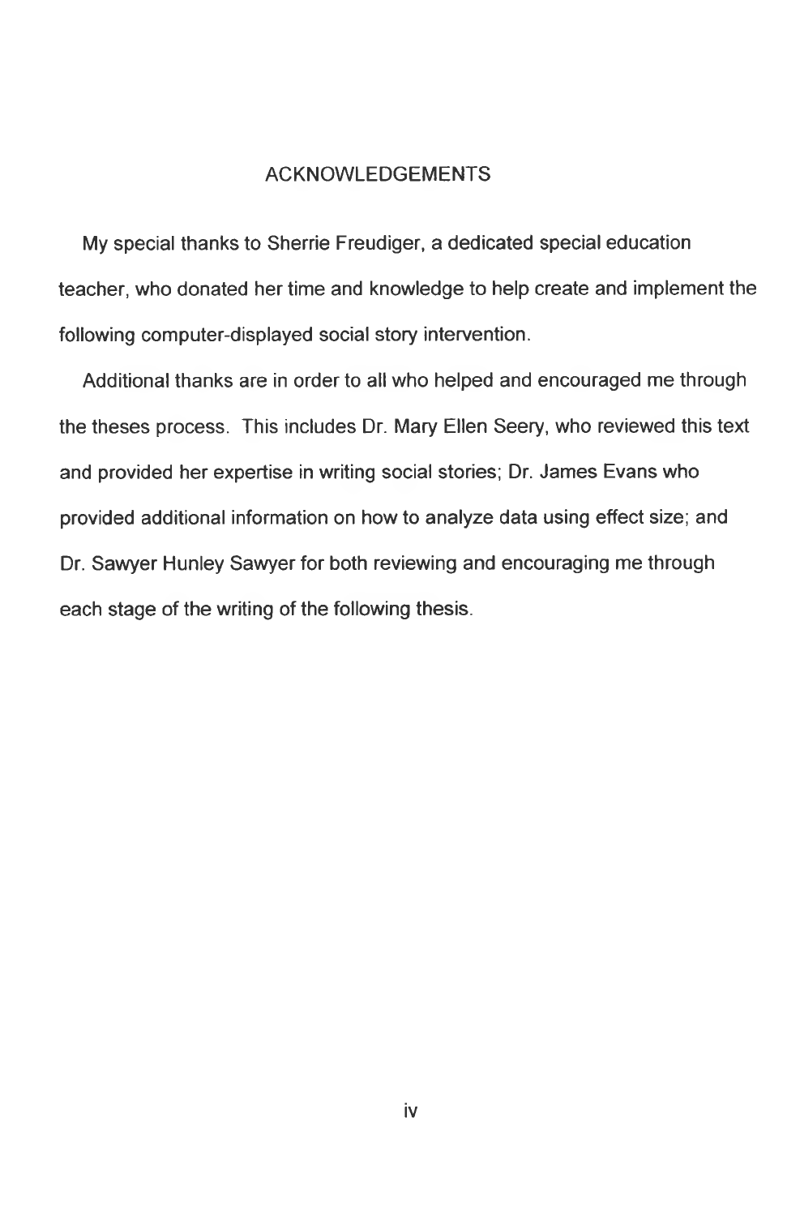# ACKNOWLEDGEMENTS

My special thanks to Sherrie Freudiger, a dedicated special education teacher, who donated her time and knowledge to help create and implement the following computer-displayed social story intervention.

Additional thanks are in order to all who helped and encouraged me through the theses process. This includes Dr. Mary Ellen Seery, who reviewed this text and provided her expertise in writing social stories; Dr. James Evans who provided additional information on how to analyze data using effect size; and Dr. Sawyer Hunley Sawyer for both reviewing and encouraging me through each stage of the writing of the following thesis.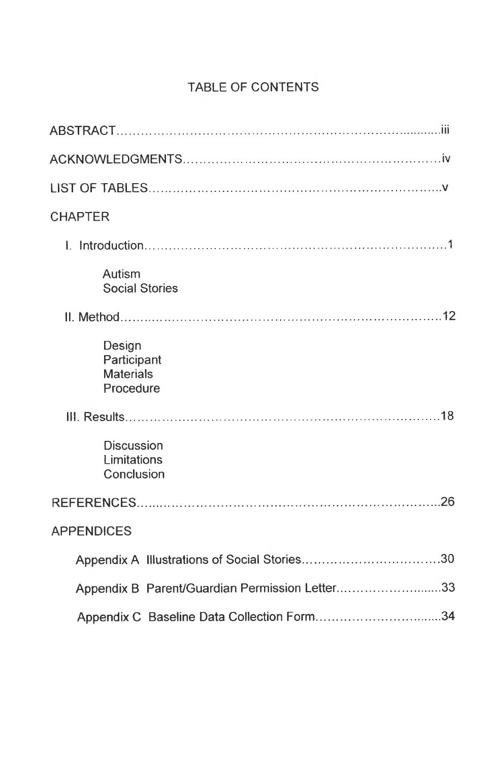# TABLE OF CONTENTS

ABSTRACT .......... iii

ACKNOWLEDGMENTS .......... iv

LIST OF TABLES .......... v

CHAPTER

I. Introduction .......... 1

- Autism
- Social Stories

II. Method .......... 12

- Design
- Participant
- Materials
- Procedure

III. Results .......... 18

- Discussion
- Limitations
- Conclusion

REFERENCES .......... 26

APPENDICES

Appendix A Illustrations of Social Stories .......... 30

Appendix B Parent/Guardian Permission Letter .......... 33

Appendix C Baseline Data Collection Form .......... 34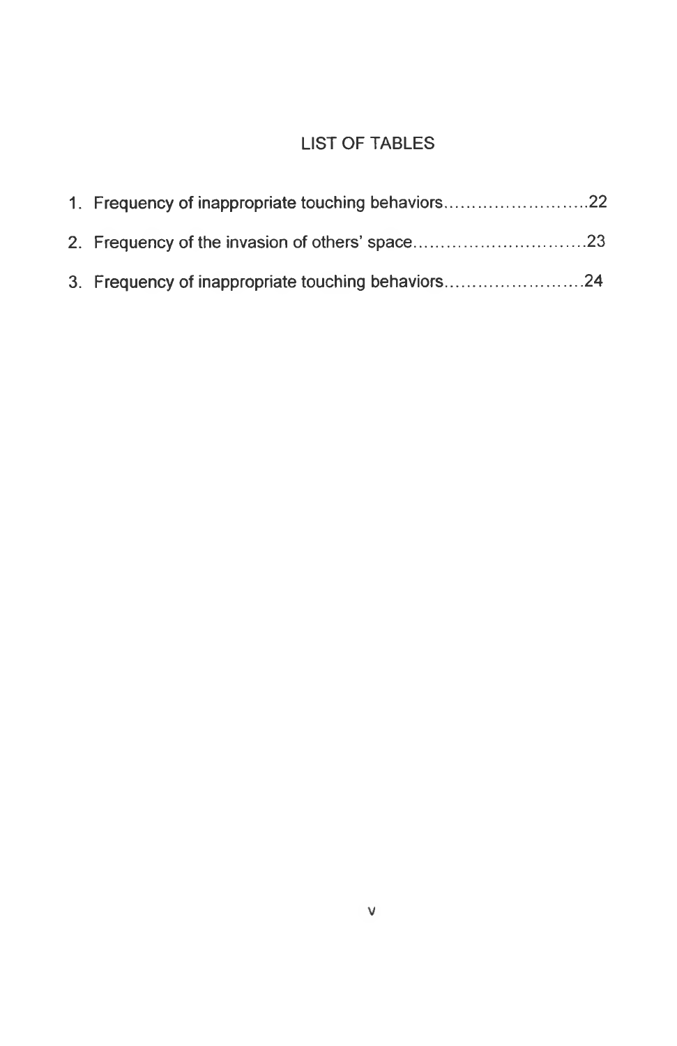# LIST OF TABLES

1. Frequency of inappropriate touching behaviors..........................22
2. Frequency of the invasion of others' space...............................23
3. Frequency of inappropriate touching behaviors.........................24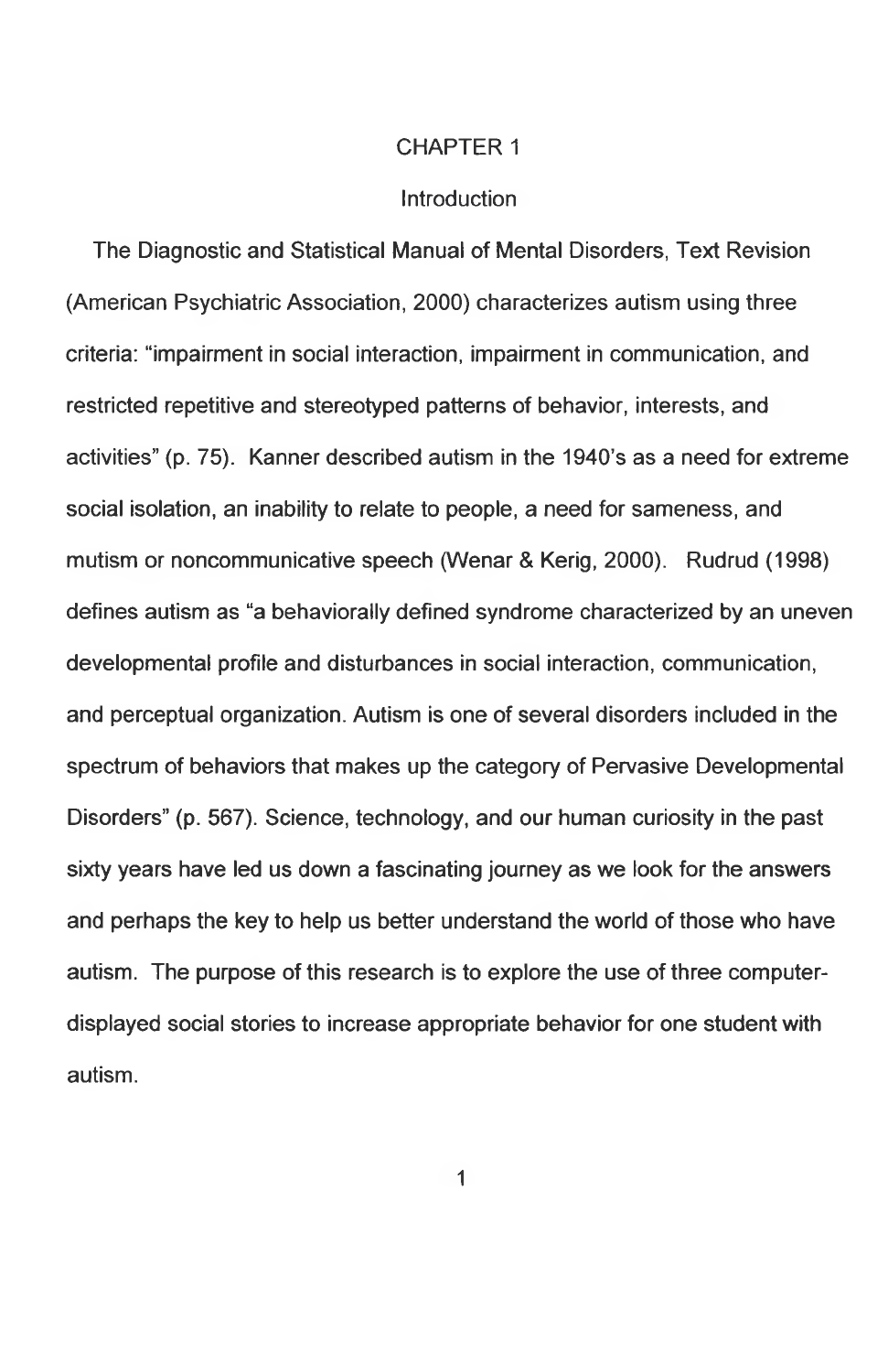# CHAPTER 1

## Introduction

The Diagnostic and Statistical Manual of Mental Disorders, Text Revision (American Psychiatric Association, 2000) characterizes autism using three criteria: "impairment in social interaction, impairment in communication, and restricted repetitive and stereotyped patterns of behavior, interests, and activities" (p. 75). Kanner described autism in the 1940's as a need for extreme social isolation, an inability to relate to people, a need for sameness, and mutism or noncommunicative speech (Wenar & Kerig, 2000). Rudrud (1998) defines autism as "a behaviorally defined syndrome characterized by an uneven developmental profile and disturbances in social interaction, communication, and perceptual organization. Autism is one of several disorders included in the spectrum of behaviors that makes up the category of Pervasive Developmental Disorders" (p. 567). Science, technology, and our human curiosity in the past sixty years have led us down a fascinating journey as we look for the answers and perhaps the key to help us better understand the world of those who have autism. The purpose of this research is to explore the use of three computer-displayed social stories to increase appropriate behavior for one student with autism.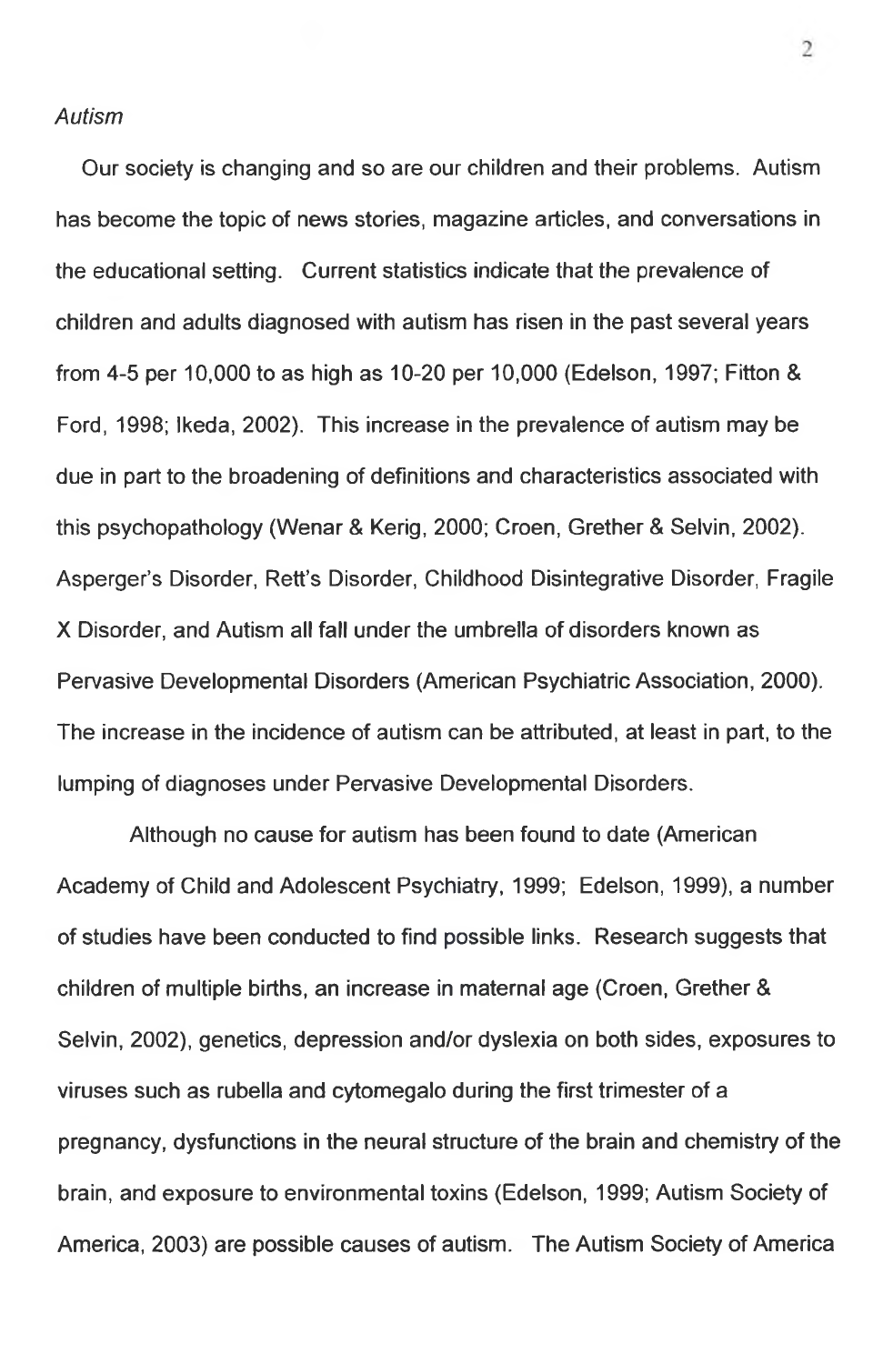*Autism*

Our society is changing and so are our children and their problems. Autism has become the topic of news stories, magazine articles, and conversations in the educational setting. Current statistics indicate that the prevalence of children and adults diagnosed with autism has risen in the past several years from 4-5 per 10,000 to as high as 10-20 per 10,000 (Edelson, 1997; Fitton & Ford, 1998; Ikeda, 2002). This increase in the prevalence of autism may be due in part to the broadening of definitions and characteristics associated with this psychopathology (Wenar & Kerig, 2000; Croen, Grether & Selvin, 2002). Asperger's Disorder, Rett's Disorder, Childhood Disintegrative Disorder, Fragile X Disorder, and Autism all fall under the umbrella of disorders known as Pervasive Developmental Disorders (American Psychiatric Association, 2000). The increase in the incidence of autism can be attributed, at least in part, to the lumping of diagnoses under Pervasive Developmental Disorders.

Although no cause for autism has been found to date (American Academy of Child and Adolescent Psychiatry, 1999; Edelson, 1999), a number of studies have been conducted to find possible links. Research suggests that children of multiple births, an increase in maternal age (Croen, Grether & Selvin, 2002), genetics, depression and/or dyslexia on both sides, exposures to viruses such as rubella and cytomegalo during the first trimester of a pregnancy, dysfunctions in the neural structure of the brain and chemistry of the brain, and exposure to environmental toxins (Edelson, 1999; Autism Society of America, 2003) are possible causes of autism. The Autism Society of America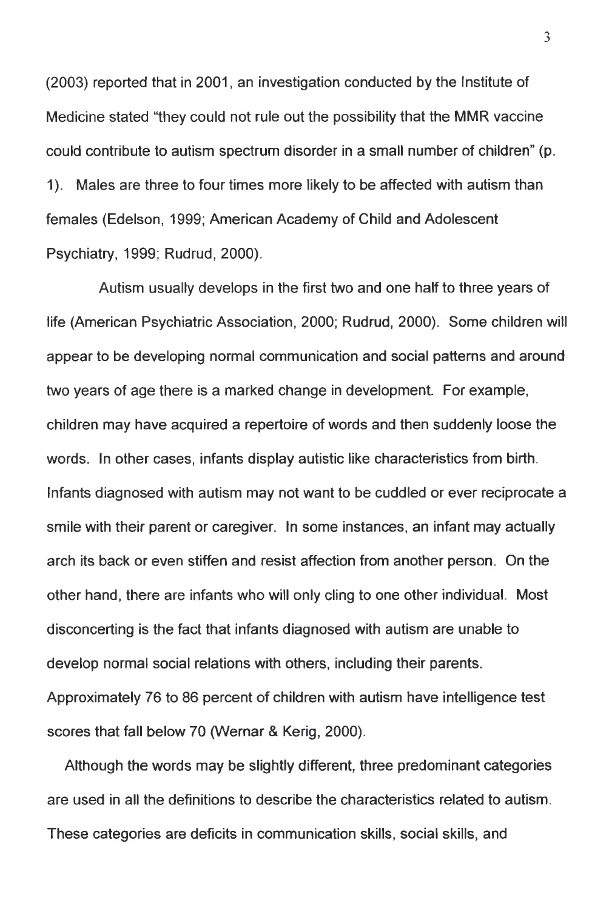(2003) reported that in 2001, an investigation conducted by the Institute of Medicine stated "they could not rule out the possibility that the MMR vaccine could contribute to autism spectrum disorder in a small number of children" (p. 1). Males are three to four times more likely to be affected with autism than females (Edelson, 1999; American Academy of Child and Adolescent Psychiatry, 1999; Rudrud, 2000).

Autism usually develops in the first two and one half to three years of life (American Psychiatric Association, 2000; Rudrud, 2000). Some children will appear to be developing normal communication and social patterns and around two years of age there is a marked change in development. For example, children may have acquired a repertoire of words and then suddenly loose the words. In other cases, infants display autistic like characteristics from birth. Infants diagnosed with autism may not want to be cuddled or ever reciprocate a smile with their parent or caregiver. In some instances, an infant may actually arch its back or even stiffen and resist affection from another person. On the other hand, there are infants who will only cling to one other individual. Most disconcerting is the fact that infants diagnosed with autism are unable to develop normal social relations with others, including their parents. Approximately 76 to 86 percent of children with autism have intelligence test scores that fall below 70 (Wernar & Kerig, 2000).

Although the words may be slightly different, three predominant categories are used in all the definitions to describe the characteristics related to autism. These categories are deficits in communication skills, social skills, and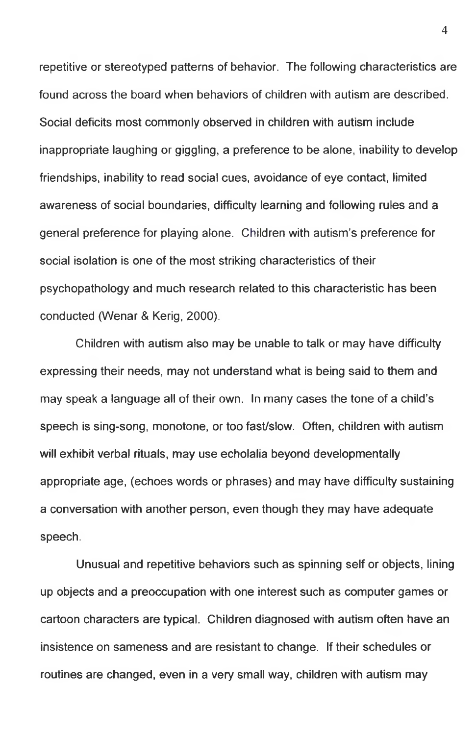repetitive or stereotyped patterns of behavior. The following characteristics are found across the board when behaviors of children with autism are described. Social deficits most commonly observed in children with autism include inappropriate laughing or giggling, a preference to be alone, inability to develop friendships, inability to read social cues, avoidance of eye contact, limited awareness of social boundaries, difficulty learning and following rules and a general preference for playing alone. Children with autism's preference for social isolation is one of the most striking characteristics of their psychopathology and much research related to this characteristic has been conducted (Wenar & Kerig, 2000).

Children with autism also may be unable to talk or may have difficulty expressing their needs, may not understand what is being said to them and may speak a language all of their own. In many cases the tone of a child's speech is sing-song, monotone, or too fast/slow. Often, children with autism will exhibit verbal rituals, may use echolalia beyond developmentally appropriate age, (echoes words or phrases) and may have difficulty sustaining a conversation with another person, even though they may have adequate speech.

Unusual and repetitive behaviors such as spinning self or objects, lining up objects and a preoccupation with one interest such as computer games or cartoon characters are typical. Children diagnosed with autism often have an insistence on sameness and are resistant to change. If their schedules or routines are changed, even in a very small way, children with autism may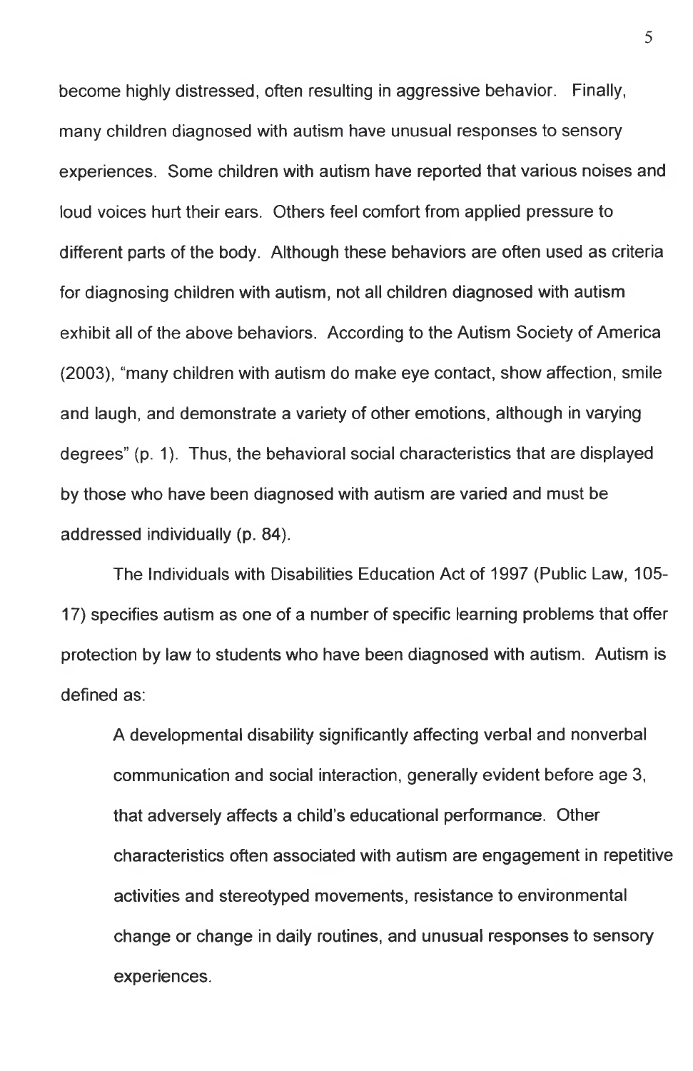become highly distressed, often resulting in aggressive behavior. Finally, many children diagnosed with autism have unusual responses to sensory experiences. Some children with autism have reported that various noises and loud voices hurt their ears. Others feel comfort from applied pressure to different parts of the body. Although these behaviors are often used as criteria for diagnosing children with autism, not all children diagnosed with autism exhibit all of the above behaviors. According to the Autism Society of America (2003), "many children with autism do make eye contact, show affection, smile and laugh, and demonstrate a variety of other emotions, although in varying degrees" (p. 1). Thus, the behavioral social characteristics that are displayed by those who have been diagnosed with autism are varied and must be addressed individually (p. 84).

The Individuals with Disabilities Education Act of 1997 (Public Law, 105-17) specifies autism as one of a number of specific learning problems that offer protection by law to students who have been diagnosed with autism. Autism is defined as:

> A developmental disability significantly affecting verbal and nonverbal communication and social interaction, generally evident before age 3, that adversely affects a child's educational performance. Other characteristics often associated with autism are engagement in repetitive activities and stereotyped movements, resistance to environmental change or change in daily routines, and unusual responses to sensory experiences.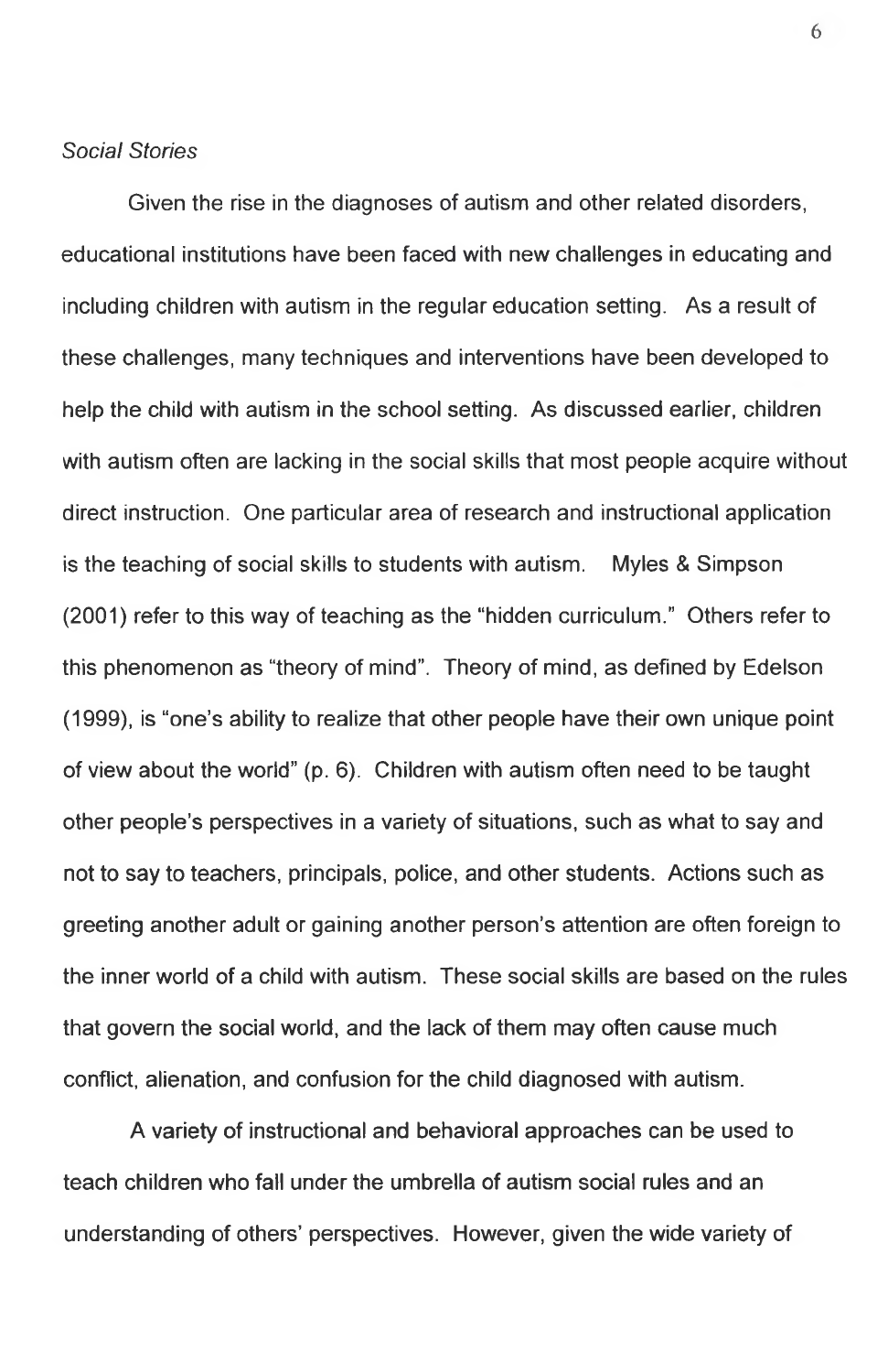*Social Stories*

Given the rise in the diagnoses of autism and other related disorders, educational institutions have been faced with new challenges in educating and including children with autism in the regular education setting. As a result of these challenges, many techniques and interventions have been developed to help the child with autism in the school setting. As discussed earlier, children with autism often are lacking in the social skills that most people acquire without direct instruction. One particular area of research and instructional application is the teaching of social skills to students with autism. Myles & Simpson (2001) refer to this way of teaching as the "hidden curriculum." Others refer to this phenomenon as "theory of mind". Theory of mind, as defined by Edelson (1999), is "one's ability to realize that other people have their own unique point of view about the world" (p. 6). Children with autism often need to be taught other people's perspectives in a variety of situations, such as what to say and not to say to teachers, principals, police, and other students. Actions such as greeting another adult or gaining another person's attention are often foreign to the inner world of a child with autism. These social skills are based on the rules that govern the social world, and the lack of them may often cause much conflict, alienation, and confusion for the child diagnosed with autism.

A variety of instructional and behavioral approaches can be used to teach children who fall under the umbrella of autism social rules and an understanding of others' perspectives. However, given the wide variety of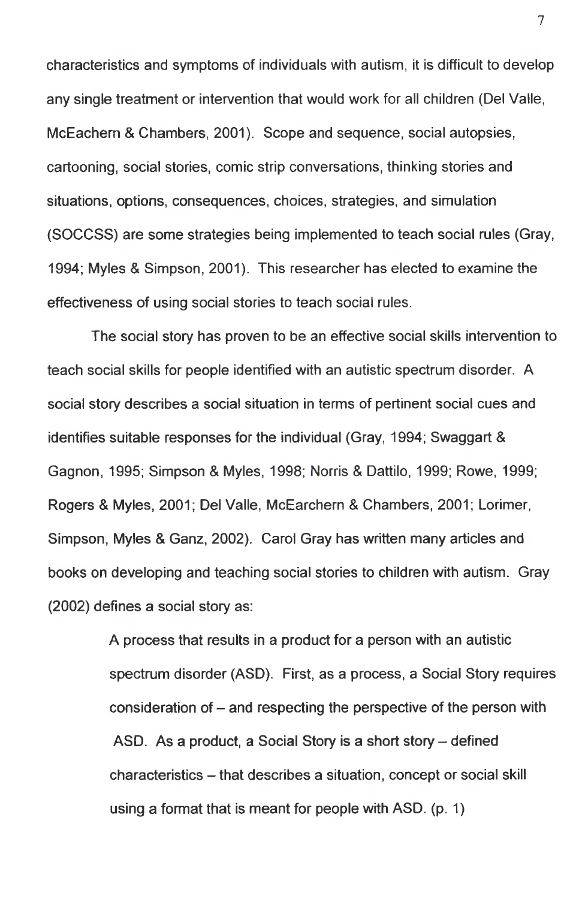characteristics and symptoms of individuals with autism, it is difficult to develop any single treatment or intervention that would work for all children (Del Valle, McEachern & Chambers, 2001). Scope and sequence, social autopsies, cartooning, social stories, comic strip conversations, thinking stories and situations, options, consequences, choices, strategies, and simulation (SOCCSS) are some strategies being implemented to teach social rules (Gray, 1994; Myles & Simpson, 2001). This researcher has elected to examine the effectiveness of using social stories to teach social rules.

The social story has proven to be an effective social skills intervention to teach social skills for people identified with an autistic spectrum disorder. A social story describes a social situation in terms of pertinent social cues and identifies suitable responses for the individual (Gray, 1994; Swaggart & Gagnon, 1995; Simpson & Myles, 1998; Norris & Dattilo, 1999; Rowe, 1999; Rogers & Myles, 2001; Del Valle, McEarchern & Chambers, 2001; Lorimer, Simpson, Myles & Ganz, 2002). Carol Gray has written many articles and books on developing and teaching social stories to children with autism. Gray (2002) defines a social story as:

> A process that results in a product for a person with an autistic spectrum disorder (ASD). First, as a process, a Social Story requires consideration of – and respecting the perspective of the person with ASD. As a product, a Social Story is a short story – defined characteristics – that describes a situation, concept or social skill using a format that is meant for people with ASD. (p. 1)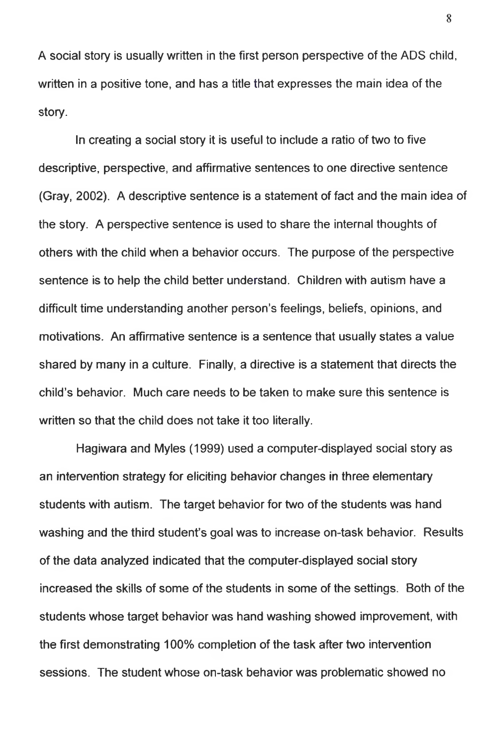A social story is usually written in the first person perspective of the ADS child, written in a positive tone, and has a title that expresses the main idea of the story.

In creating a social story it is useful to include a ratio of two to five descriptive, perspective, and affirmative sentences to one directive sentence (Gray, 2002). A descriptive sentence is a statement of fact and the main idea of the story. A perspective sentence is used to share the internal thoughts of others with the child when a behavior occurs. The purpose of the perspective sentence is to help the child better understand. Children with autism have a difficult time understanding another person's feelings, beliefs, opinions, and motivations. An affirmative sentence is a sentence that usually states a value shared by many in a culture. Finally, a directive is a statement that directs the child's behavior. Much care needs to be taken to make sure this sentence is written so that the child does not take it too literally.

Hagiwara and Myles (1999) used a computer-displayed social story as an intervention strategy for eliciting behavior changes in three elementary students with autism. The target behavior for two of the students was hand washing and the third student's goal was to increase on-task behavior. Results of the data analyzed indicated that the computer-displayed social story increased the skills of some of the students in some of the settings. Both of the students whose target behavior was hand washing showed improvement, with the first demonstrating 100% completion of the task after two intervention sessions. The student whose on-task behavior was problematic showed no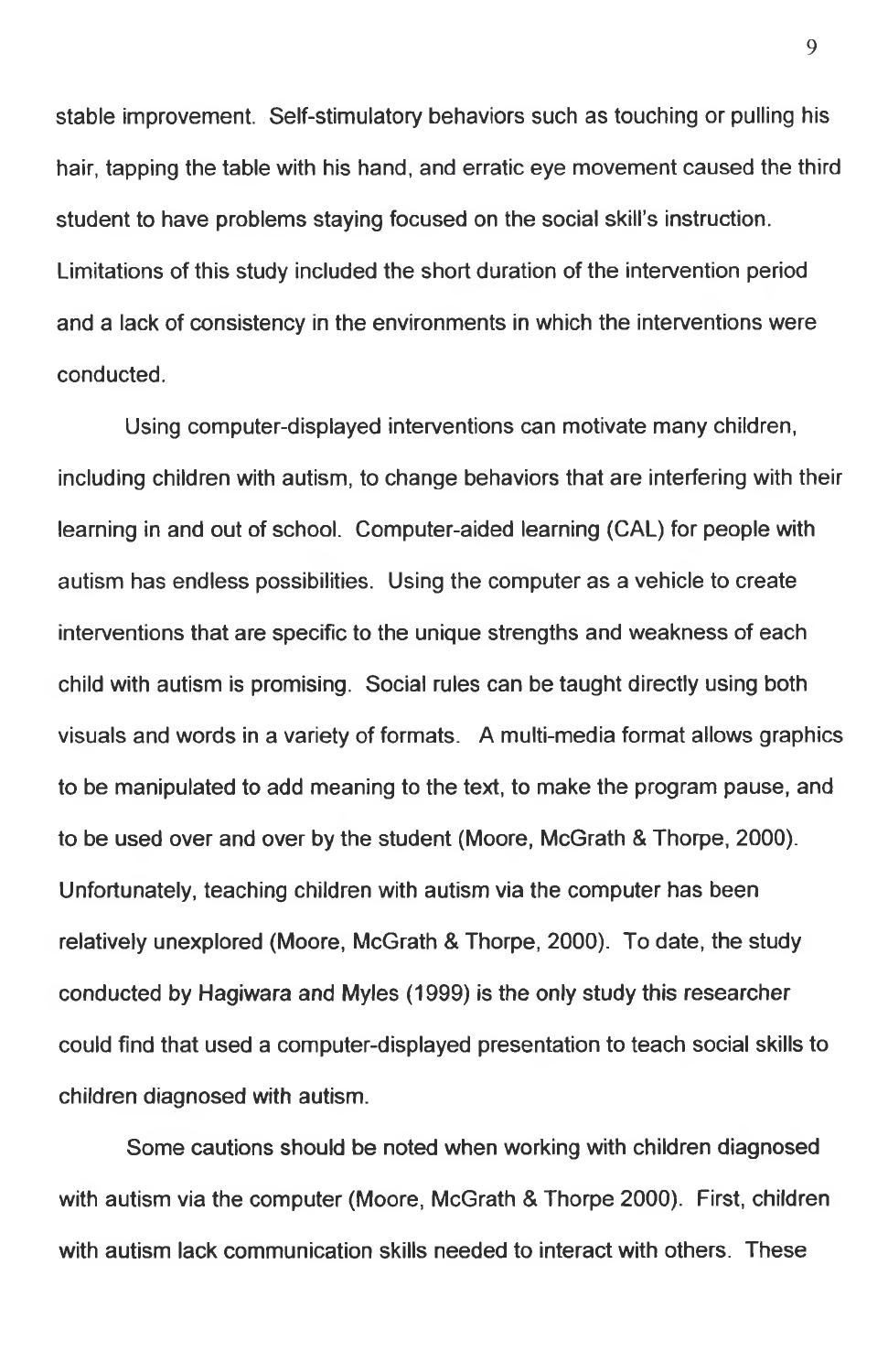stable improvement. Self-stimulatory behaviors such as touching or pulling his hair, tapping the table with his hand, and erratic eye movement caused the third student to have problems staying focused on the social skill's instruction. Limitations of this study included the short duration of the intervention period and a lack of consistency in the environments in which the interventions were conducted.

Using computer-displayed interventions can motivate many children, including children with autism, to change behaviors that are interfering with their learning in and out of school. Computer-aided learning (CAL) for people with autism has endless possibilities. Using the computer as a vehicle to create interventions that are specific to the unique strengths and weakness of each child with autism is promising. Social rules can be taught directly using both visuals and words in a variety of formats. A multi-media format allows graphics to be manipulated to add meaning to the text, to make the program pause, and to be used over and over by the student (Moore, McGrath & Thorpe, 2000). Unfortunately, teaching children with autism via the computer has been relatively unexplored (Moore, McGrath & Thorpe, 2000). To date, the study conducted by Hagiwara and Myles (1999) is the only study this researcher could find that used a computer-displayed presentation to teach social skills to children diagnosed with autism.

Some cautions should be noted when working with children diagnosed with autism via the computer (Moore, McGrath & Thorpe 2000). First, children with autism lack communication skills needed to interact with others. These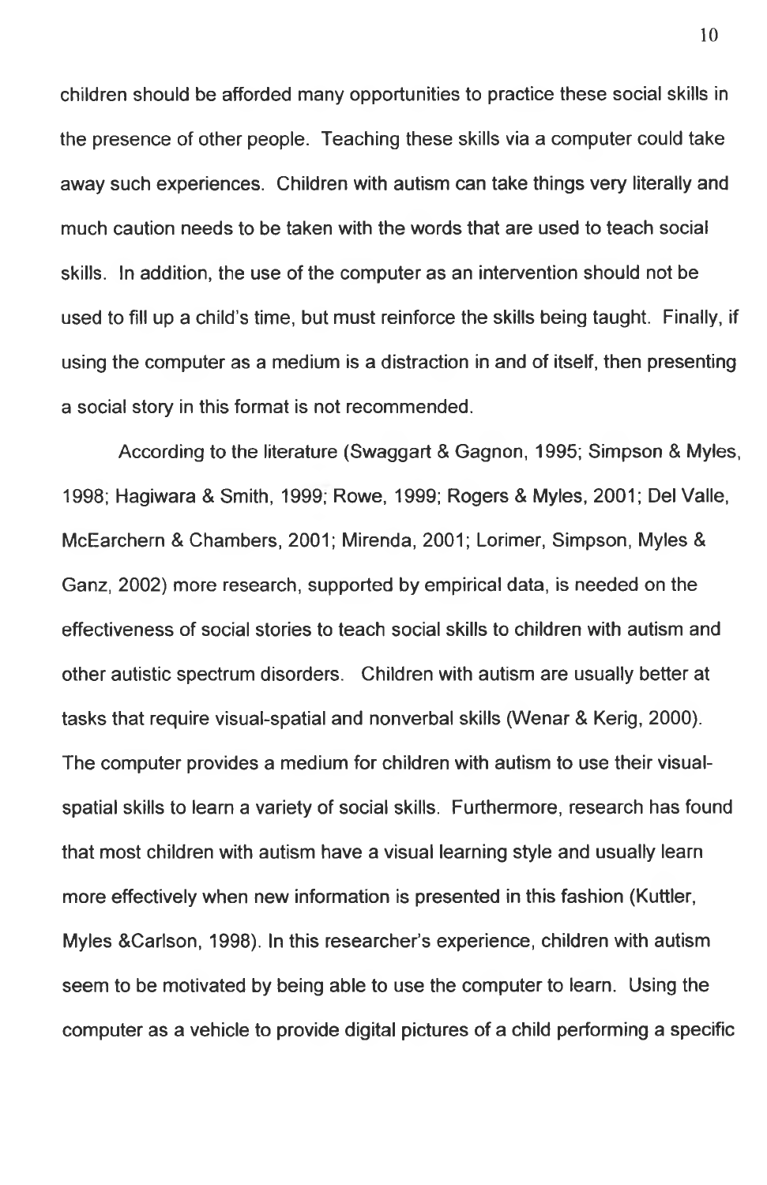children should be afforded many opportunities to practice these social skills in the presence of other people. Teaching these skills via a computer could take away such experiences. Children with autism can take things very literally and much caution needs to be taken with the words that are used to teach social skills. In addition, the use of the computer as an intervention should not be used to fill up a child's time, but must reinforce the skills being taught. Finally, if using the computer as a medium is a distraction in and of itself, then presenting a social story in this format is not recommended.

According to the literature (Swaggart & Gagnon, 1995; Simpson & Myles, 1998; Hagiwara & Smith, 1999; Rowe, 1999; Rogers & Myles, 2001; Del Valle, McEarchern & Chambers, 2001; Mirenda, 2001; Lorimer, Simpson, Myles & Ganz, 2002) more research, supported by empirical data, is needed on the effectiveness of social stories to teach social skills to children with autism and other autistic spectrum disorders. Children with autism are usually better at tasks that require visual-spatial and nonverbal skills (Wenar & Kerig, 2000). The computer provides a medium for children with autism to use their visual-spatial skills to learn a variety of social skills. Furthermore, research has found that most children with autism have a visual learning style and usually learn more effectively when new information is presented in this fashion (Kuttler, Myles &Carlson, 1998). In this researcher's experience, children with autism seem to be motivated by being able to use the computer to learn. Using the computer as a vehicle to provide digital pictures of a child performing a specific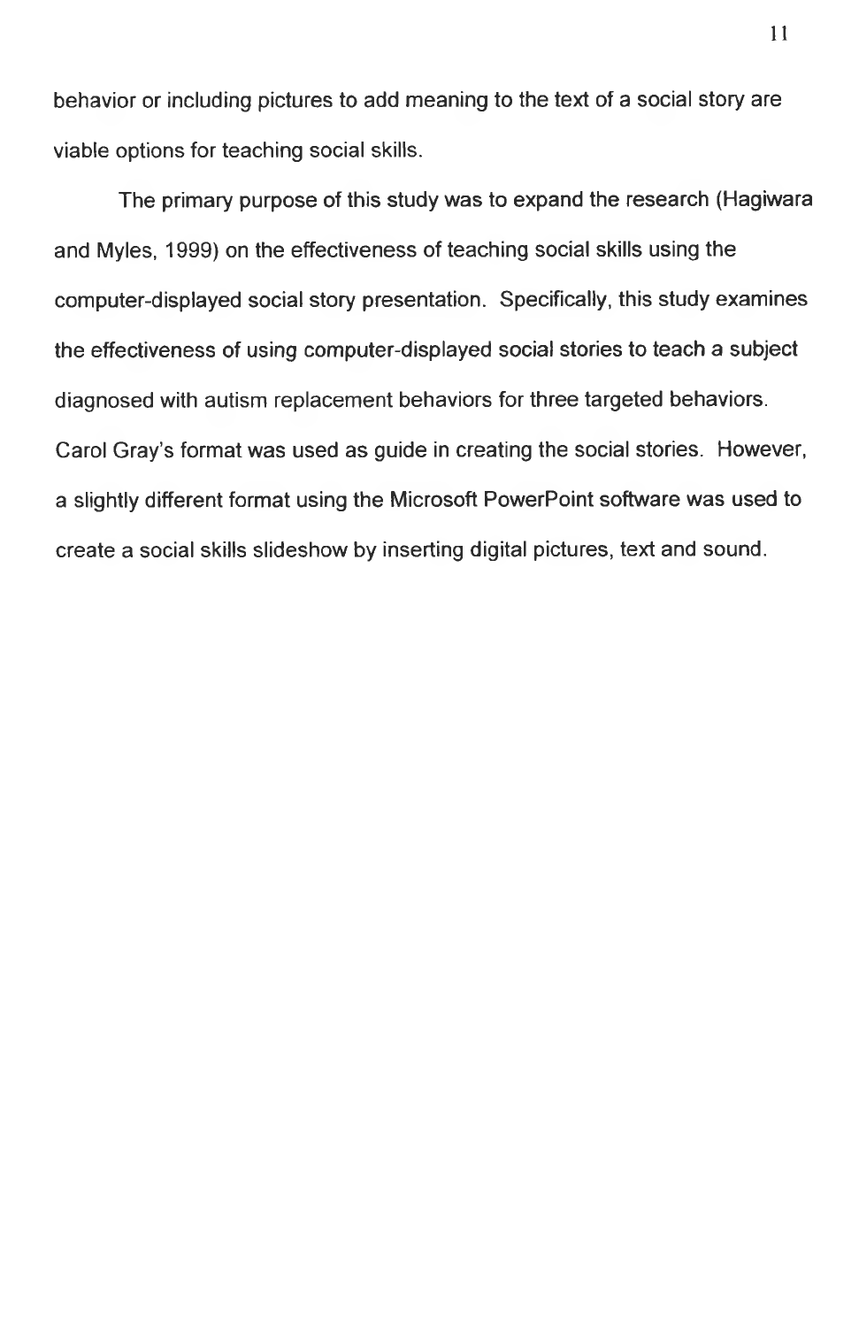behavior or including pictures to add meaning to the text of a social story are viable options for teaching social skills.

The primary purpose of this study was to expand the research (Hagiwara and Myles, 1999) on the effectiveness of teaching social skills using the computer-displayed social story presentation. Specifically, this study examines the effectiveness of using computer-displayed social stories to teach a subject diagnosed with autism replacement behaviors for three targeted behaviors. Carol Gray's format was used as guide in creating the social stories. However, a slightly different format using the Microsoft PowerPoint software was used to create a social skills slideshow by inserting digital pictures, text and sound.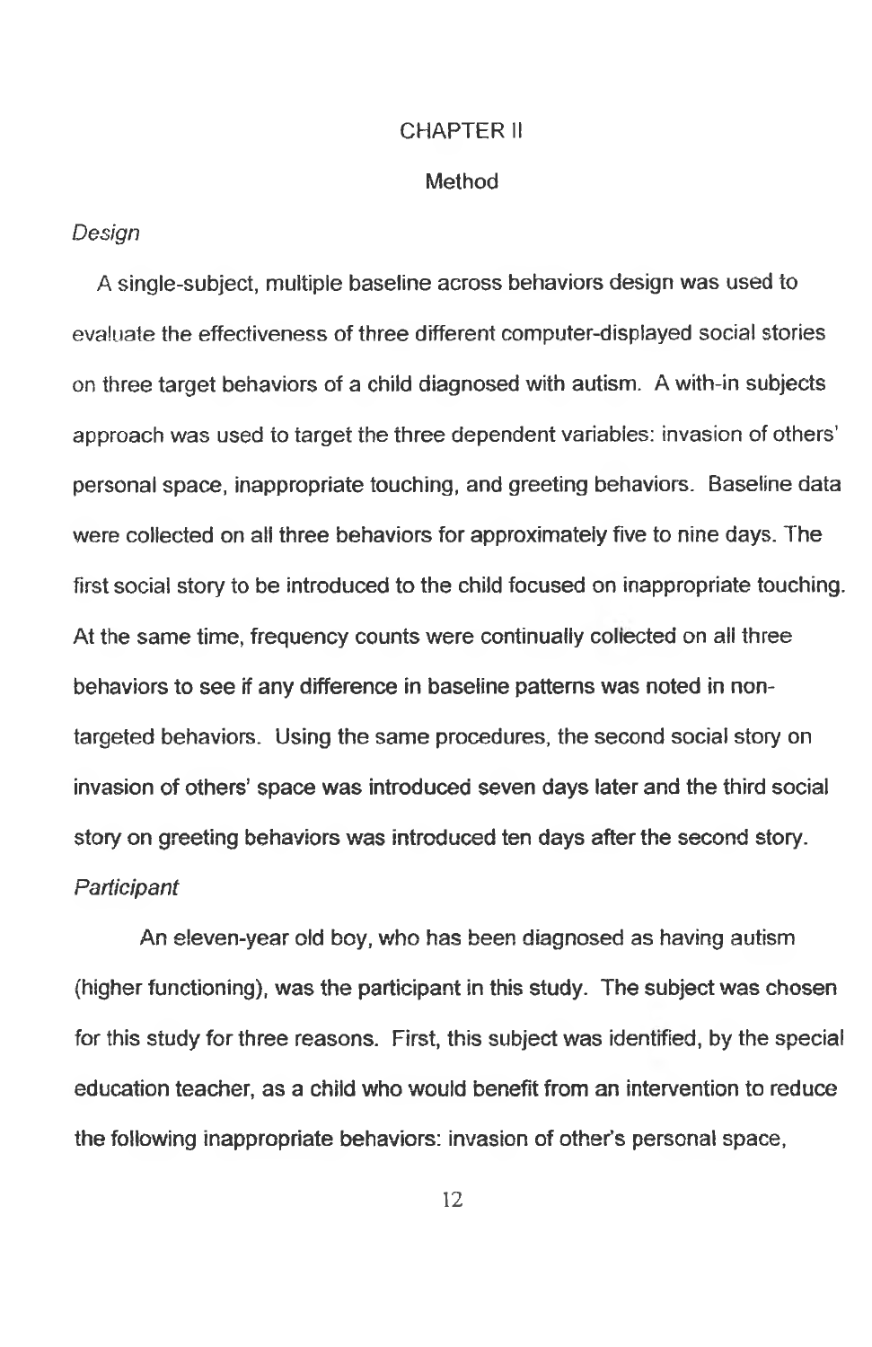# CHAPTER II

## Method

### *Design*

A single-subject, multiple baseline across behaviors design was used to evaluate the effectiveness of three different computer-displayed social stories on three target behaviors of a child diagnosed with autism. A with-in subjects approach was used to target the three dependent variables: invasion of others' personal space, inappropriate touching, and greeting behaviors. Baseline data were collected on all three behaviors for approximately five to nine days. The first social story to be introduced to the child focused on inappropriate touching. At the same time, frequency counts were continually collected on all three behaviors to see if any difference in baseline patterns was noted in non-targeted behaviors. Using the same procedures, the second social story on invasion of others' space was introduced seven days later and the third social story on greeting behaviors was introduced ten days after the second story.

### *Participant*

An eleven-year old boy, who has been diagnosed as having autism (higher functioning), was the participant in this study. The subject was chosen for this study for three reasons. First, this subject was identified, by the special education teacher, as a child who would benefit from an intervention to reduce the following inappropriate behaviors: invasion of other's personal space,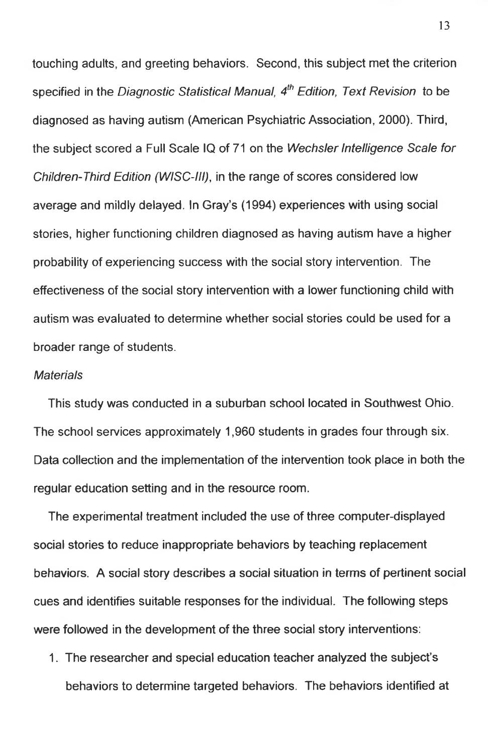touching adults, and greeting behaviors. Second, this subject met the criterion specified in the *Diagnostic Statistical Manual, 4th Edition, Text Revision* to be diagnosed as having autism (American Psychiatric Association, 2000). Third, the subject scored a Full Scale IQ of 71 on the *Wechsler Intelligence Scale for Children-Third Edition (WISC-III)*, in the range of scores considered low average and mildly delayed. In Gray's (1994) experiences with using social stories, higher functioning children diagnosed as having autism have a higher probability of experiencing success with the social story intervention. The effectiveness of the social story intervention with a lower functioning child with autism was evaluated to determine whether social stories could be used for a broader range of students.

*Materials*

This study was conducted in a suburban school located in Southwest Ohio. The school services approximately 1,960 students in grades four through six. Data collection and the implementation of the intervention took place in both the regular education setting and in the resource room.

The experimental treatment included the use of three computer-displayed social stories to reduce inappropriate behaviors by teaching replacement behaviors. A social story describes a social situation in terms of pertinent social cues and identifies suitable responses for the individual. The following steps were followed in the development of the three social story interventions:

1. The researcher and special education teacher analyzed the subject's behaviors to determine targeted behaviors. The behaviors identified at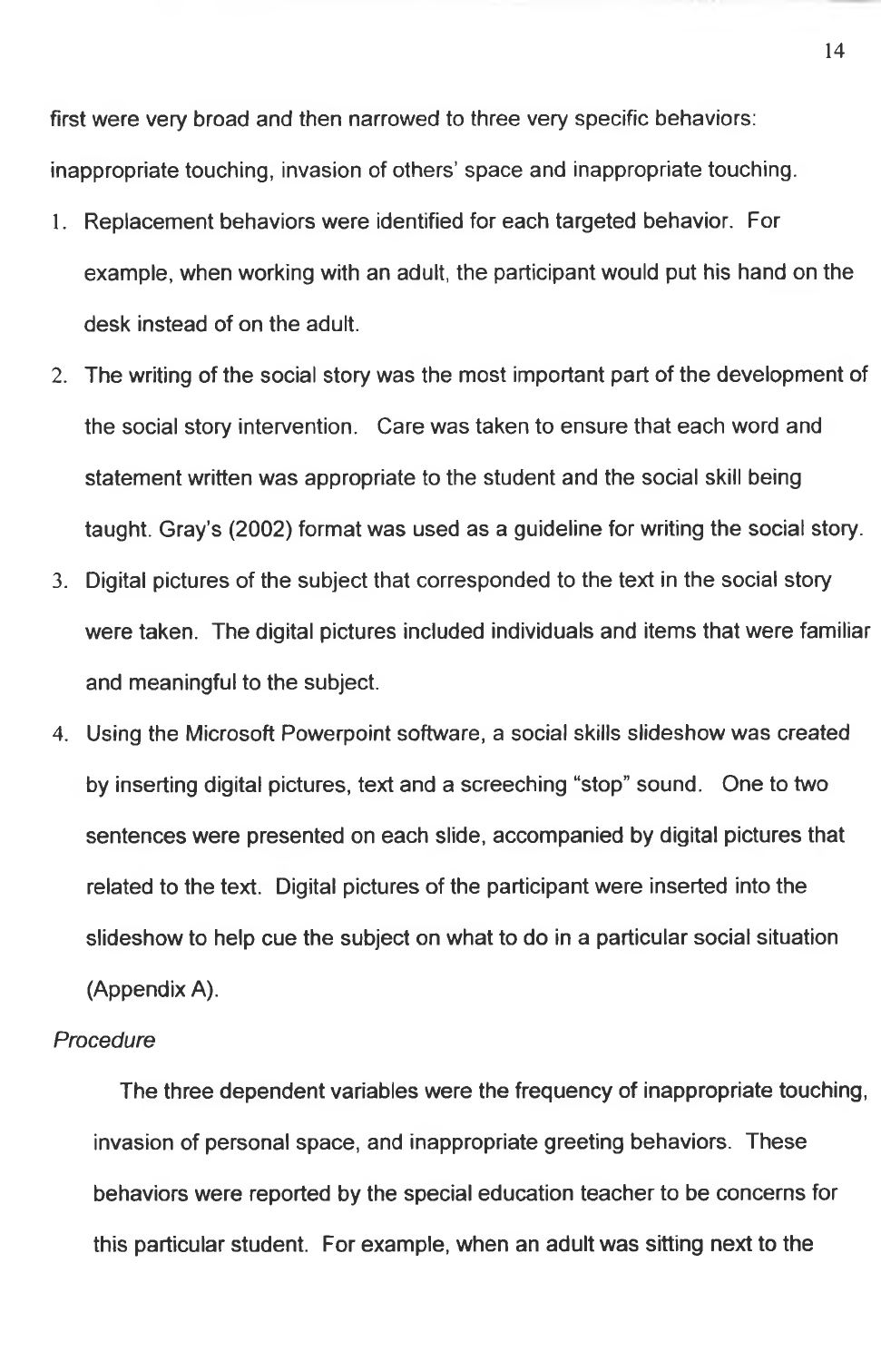first were very broad and then narrowed to three very specific behaviors: inappropriate touching, invasion of others' space and inappropriate touching.

1. Replacement behaviors were identified for each targeted behavior. For example, when working with an adult, the participant would put his hand on the desk instead of on the adult.
2. The writing of the social story was the most important part of the development of the social story intervention. Care was taken to ensure that each word and statement written was appropriate to the student and the social skill being taught. Gray's (2002) format was used as a guideline for writing the social story.
3. Digital pictures of the subject that corresponded to the text in the social story were taken. The digital pictures included individuals and items that were familiar and meaningful to the subject.
4. Using the Microsoft Powerpoint software, a social skills slideshow was created by inserting digital pictures, text and a screeching "stop" sound. One to two sentences were presented on each slide, accompanied by digital pictures that related to the text. Digital pictures of the participant were inserted into the slideshow to help cue the subject on what to do in a particular social situation (Appendix A).

*Procedure*

The three dependent variables were the frequency of inappropriate touching, invasion of personal space, and inappropriate greeting behaviors. These behaviors were reported by the special education teacher to be concerns for this particular student. For example, when an adult was sitting next to the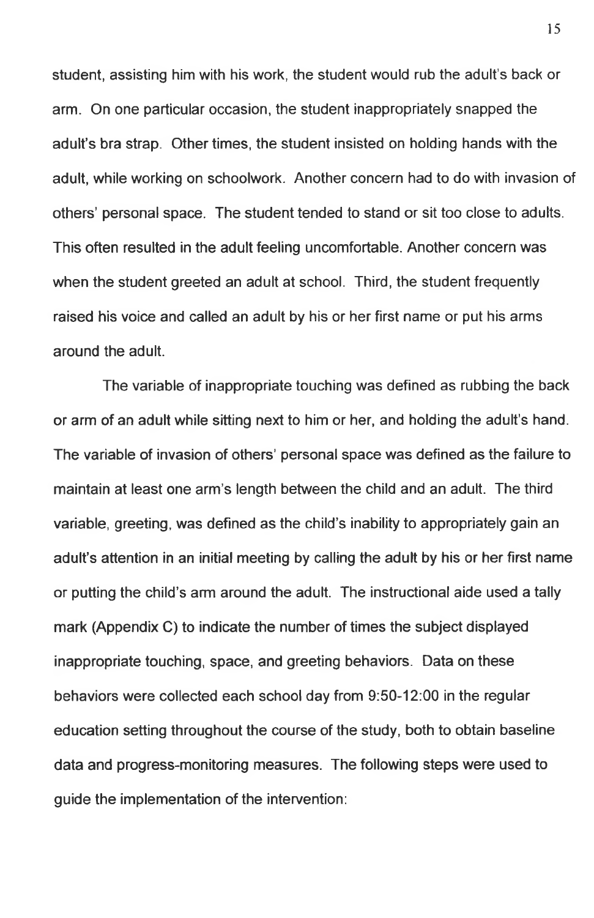student, assisting him with his work, the student would rub the adult's back or arm. On one particular occasion, the student inappropriately snapped the adult's bra strap. Other times, the student insisted on holding hands with the adult, while working on schoolwork. Another concern had to do with invasion of others' personal space. The student tended to stand or sit too close to adults. This often resulted in the adult feeling uncomfortable. Another concern was when the student greeted an adult at school. Third, the student frequently raised his voice and called an adult by his or her first name or put his arms around the adult.

The variable of inappropriate touching was defined as rubbing the back or arm of an adult while sitting next to him or her, and holding the adult's hand. The variable of invasion of others' personal space was defined as the failure to maintain at least one arm's length between the child and an adult. The third variable, greeting, was defined as the child's inability to appropriately gain an adult's attention in an initial meeting by calling the adult by his or her first name or putting the child's arm around the adult. The instructional aide used a tally mark (Appendix C) to indicate the number of times the subject displayed inappropriate touching, space, and greeting behaviors. Data on these behaviors were collected each school day from 9:50-12:00 in the regular education setting throughout the course of the study, both to obtain baseline data and progress-monitoring measures. The following steps were used to guide the implementation of the intervention: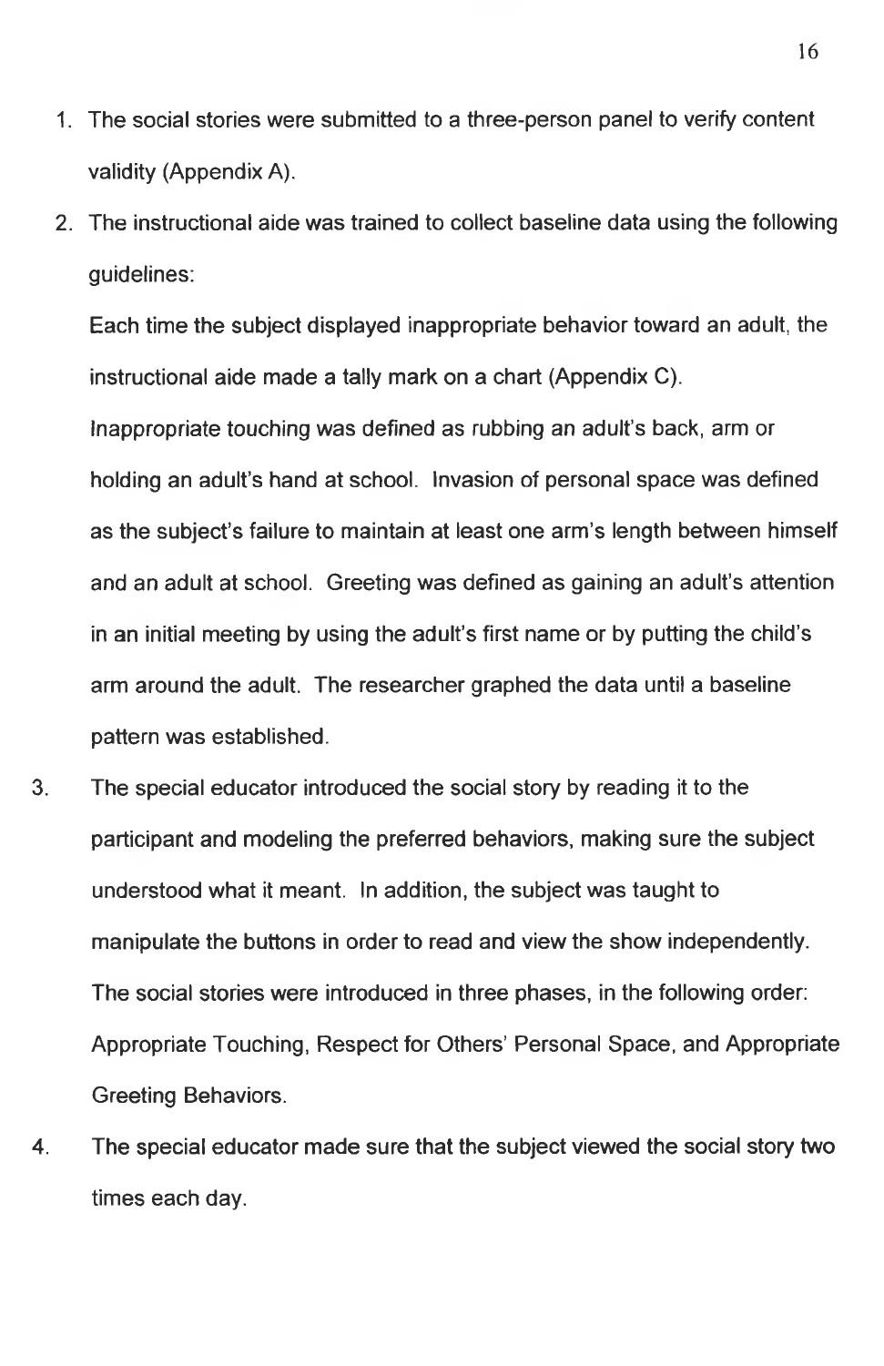1. The social stories were submitted to a three-person panel to verify content validity (Appendix A).
2. The instructional aide was trained to collect baseline data using the following guidelines:

   Each time the subject displayed inappropriate behavior toward an adult, the instructional aide made a tally mark on a chart (Appendix C). Inappropriate touching was defined as rubbing an adult's back, arm or holding an adult's hand at school. Invasion of personal space was defined as the subject's failure to maintain at least one arm's length between himself and an adult at school. Greeting was defined as gaining an adult's attention in an initial meeting by using the adult's first name or by putting the child's arm around the adult. The researcher graphed the data until a baseline pattern was established.
3. The special educator introduced the social story by reading it to the participant and modeling the preferred behaviors, making sure the subject understood what it meant. In addition, the subject was taught to manipulate the buttons in order to read and view the show independently. The social stories were introduced in three phases, in the following order: Appropriate Touching, Respect for Others' Personal Space, and Appropriate Greeting Behaviors.
4. The special educator made sure that the subject viewed the social story two times each day.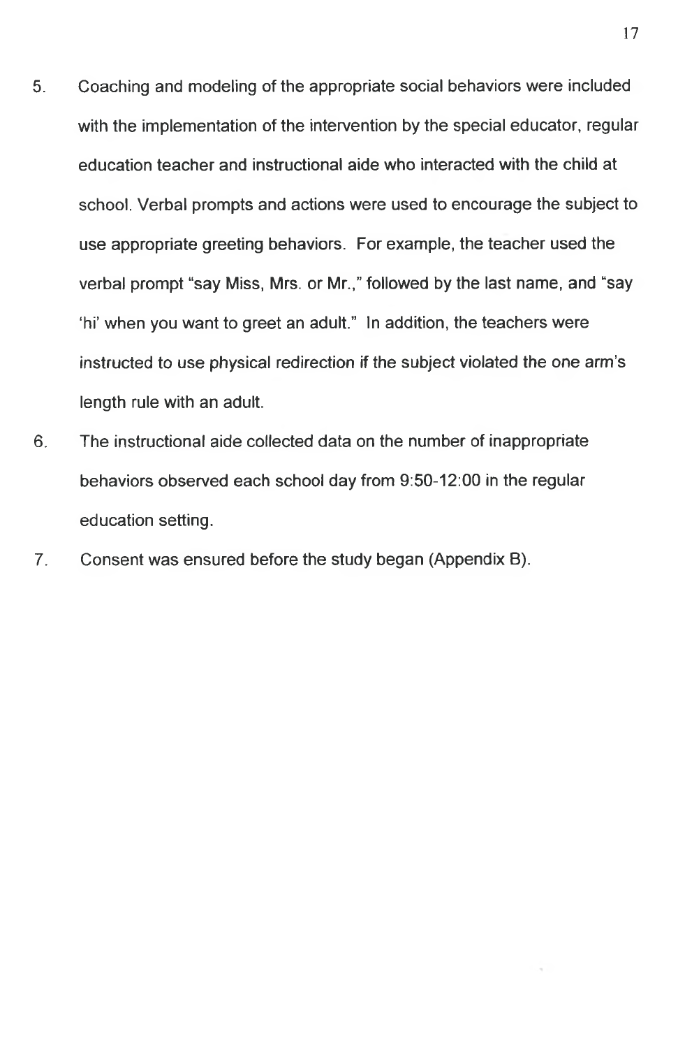5. Coaching and modeling of the appropriate social behaviors were included with the implementation of the intervention by the special educator, regular education teacher and instructional aide who interacted with the child at school. Verbal prompts and actions were used to encourage the subject to use appropriate greeting behaviors. For example, the teacher used the verbal prompt "say Miss, Mrs. or Mr.," followed by the last name, and "say 'hi' when you want to greet an adult." In addition, the teachers were instructed to use physical redirection if the subject violated the one arm's length rule with an adult.
6. The instructional aide collected data on the number of inappropriate behaviors observed each school day from 9:50-12:00 in the regular education setting.
7. Consent was ensured before the study began (Appendix B).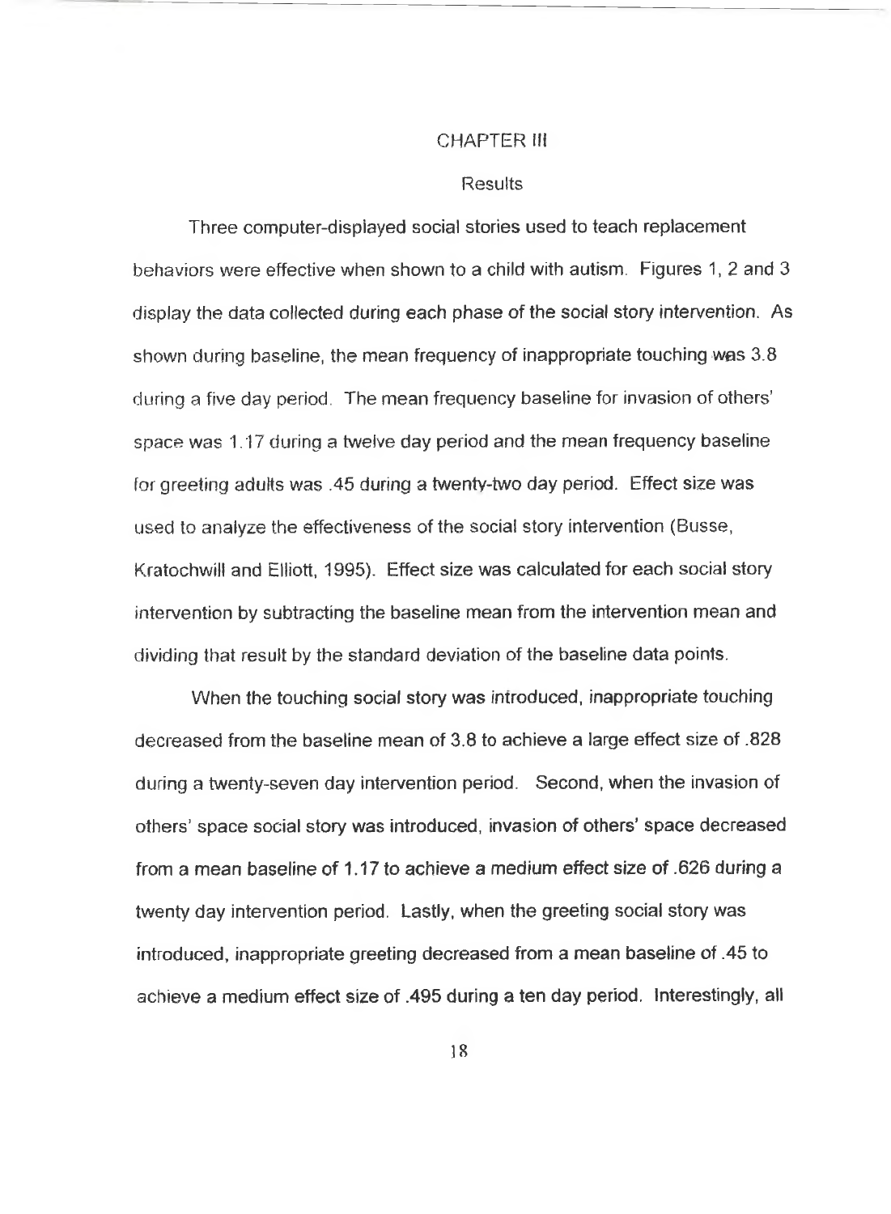# CHAPTER III

## Results

Three computer-displayed social stories used to teach replacement behaviors were effective when shown to a child with autism. Figures 1, 2 and 3 display the data collected during each phase of the social story intervention. As shown during baseline, the mean frequency of inappropriate touching was 3.8 during a five day period. The mean frequency baseline for invasion of others' space was 1.17 during a twelve day period and the mean frequency baseline for greeting adults was .45 during a twenty-two day period. Effect size was used to analyze the effectiveness of the social story intervention (Busse, Kratochwill and Elliott, 1995). Effect size was calculated for each social story intervention by subtracting the baseline mean from the intervention mean and dividing that result by the standard deviation of the baseline data points.

When the touching social story was introduced, inappropriate touching decreased from the baseline mean of 3.8 to achieve a large effect size of .828 during a twenty-seven day intervention period. Second, when the invasion of others' space social story was introduced, invasion of others' space decreased from a mean baseline of 1.17 to achieve a medium effect size of .626 during a twenty day intervention period. Lastly, when the greeting social story was introduced, inappropriate greeting decreased from a mean baseline of .45 to achieve a medium effect size of .495 during a ten day period. Interestingly, all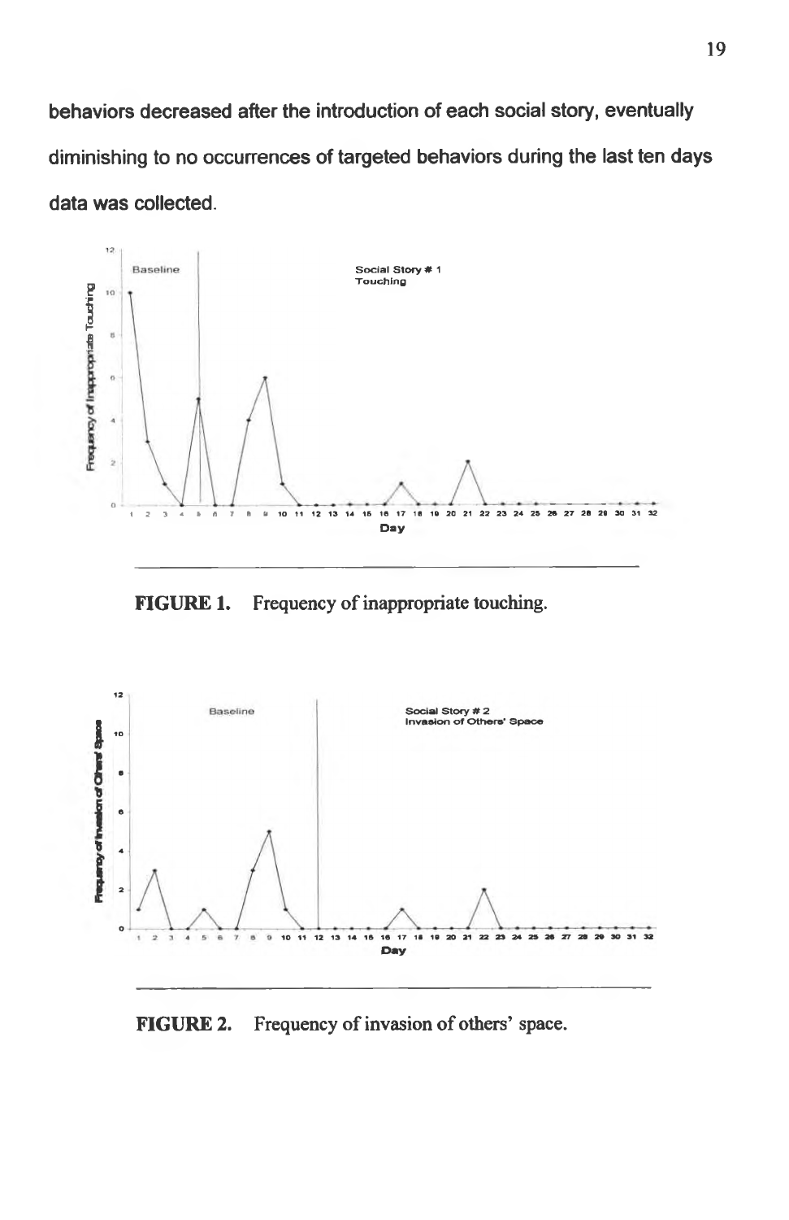behaviors decreased after the introduction of each social story, eventually diminishing to no occurrences of targeted behaviors during the last ten days data was collected.

FIGURE 1. Frequency of inappropriate touching.

FIGURE 2. Frequency of invasion of others' space.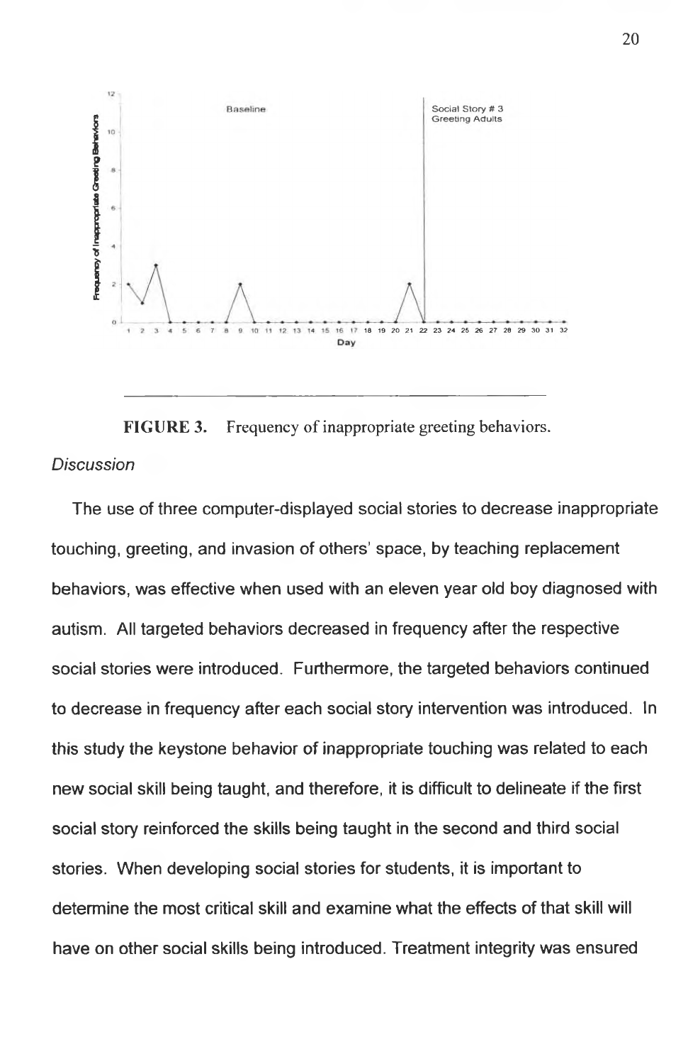**FIGURE 3.** Frequency of inappropriate greeting behaviors.

*Discussion*

The use of three computer-displayed social stories to decrease inappropriate touching, greeting, and invasion of others' space, by teaching replacement behaviors, was effective when used with an eleven year old boy diagnosed with autism. All targeted behaviors decreased in frequency after the respective social stories were introduced. Furthermore, the targeted behaviors continued to decrease in frequency after each social story intervention was introduced. In this study the keystone behavior of inappropriate touching was related to each new social skill being taught, and therefore, it is difficult to delineate if the first social story reinforced the skills being taught in the second and third social stories. When developing social stories for students, it is important to determine the most critical skill and examine what the effects of that skill will have on other social skills being introduced. Treatment integrity was ensured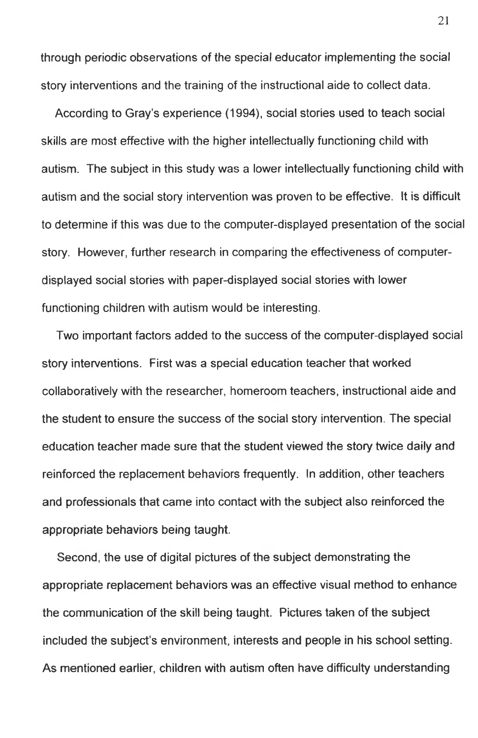through periodic observations of the special educator implementing the social story interventions and the training of the instructional aide to collect data.

According to Gray's experience (1994), social stories used to teach social skills are most effective with the higher intellectually functioning child with autism. The subject in this study was a lower intellectually functioning child with autism and the social story intervention was proven to be effective. It is difficult to determine if this was due to the computer-displayed presentation of the social story. However, further research in comparing the effectiveness of computer-displayed social stories with paper-displayed social stories with lower functioning children with autism would be interesting.

Two important factors added to the success of the computer-displayed social story interventions. First was a special education teacher that worked collaboratively with the researcher, homeroom teachers, instructional aide and the student to ensure the success of the social story intervention. The special education teacher made sure that the student viewed the story twice daily and reinforced the replacement behaviors frequently. In addition, other teachers and professionals that came into contact with the subject also reinforced the appropriate behaviors being taught.

Second, the use of digital pictures of the subject demonstrating the appropriate replacement behaviors was an effective visual method to enhance the communication of the skill being taught. Pictures taken of the subject included the subject's environment, interests and people in his school setting. As mentioned earlier, children with autism often have difficulty understanding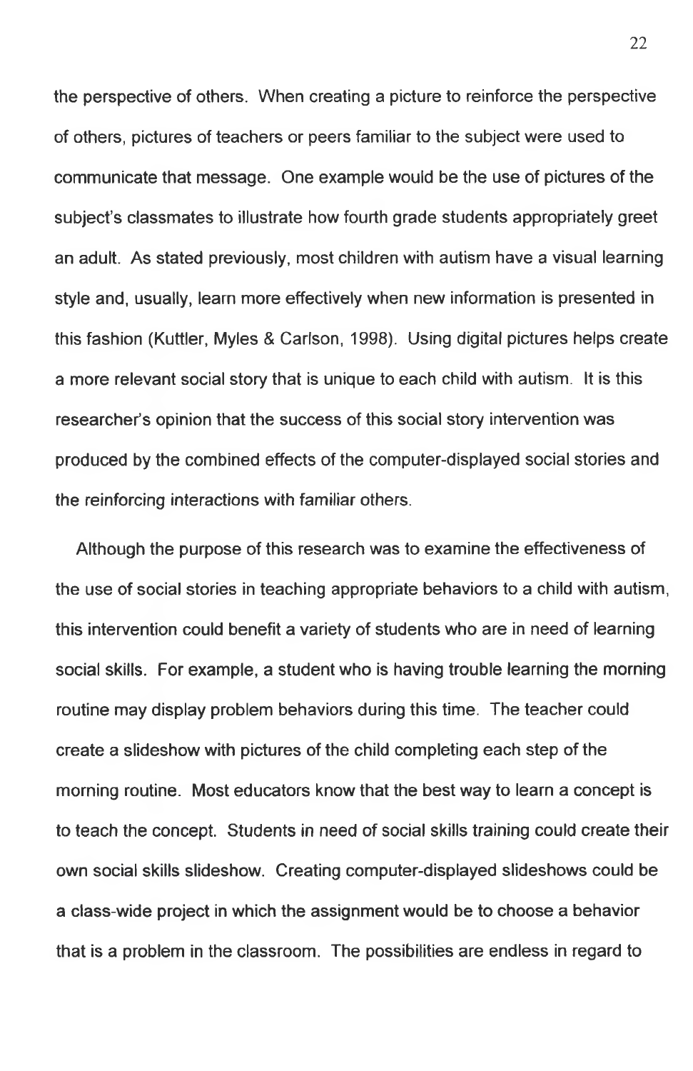the perspective of others. When creating a picture to reinforce the perspective of others, pictures of teachers or peers familiar to the subject were used to communicate that message. One example would be the use of pictures of the subject's classmates to illustrate how fourth grade students appropriately greet an adult. As stated previously, most children with autism have a visual learning style and, usually, learn more effectively when new information is presented in this fashion (Kuttler, Myles & Carlson, 1998). Using digital pictures helps create a more relevant social story that is unique to each child with autism. It is this researcher's opinion that the success of this social story intervention was produced by the combined effects of the computer-displayed social stories and the reinforcing interactions with familiar others.

Although the purpose of this research was to examine the effectiveness of the use of social stories in teaching appropriate behaviors to a child with autism, this intervention could benefit a variety of students who are in need of learning social skills. For example, a student who is having trouble learning the morning routine may display problem behaviors during this time. The teacher could create a slideshow with pictures of the child completing each step of the morning routine. Most educators know that the best way to learn a concept is to teach the concept. Students in need of social skills training could create their own social skills slideshow. Creating computer-displayed slideshows could be a class-wide project in which the assignment would be to choose a behavior that is a problem in the classroom. The possibilities are endless in regard to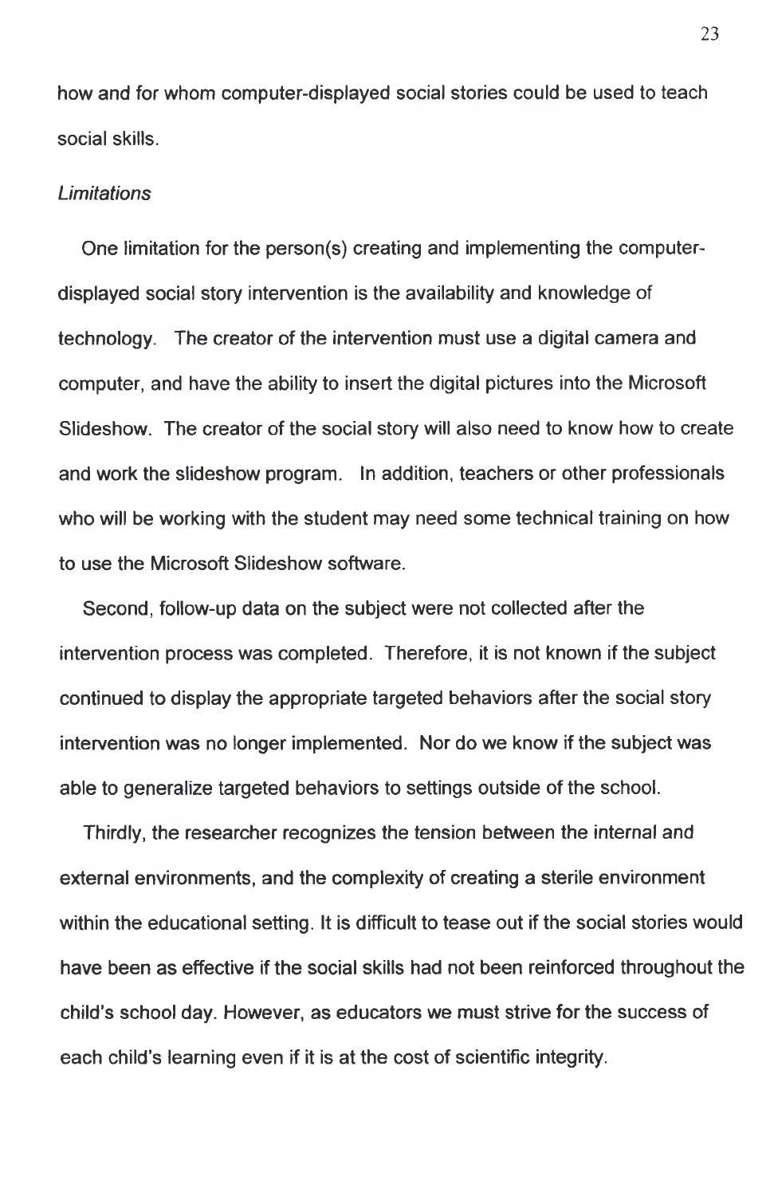how and for whom computer-displayed social stories could be used to teach social skills.

*Limitations*

One limitation for the person(s) creating and implementing the computer-displayed social story intervention is the availability and knowledge of technology. The creator of the intervention must use a digital camera and computer, and have the ability to insert the digital pictures into the Microsoft Slideshow. The creator of the social story will also need to know how to create and work the slideshow program. In addition, teachers or other professionals who will be working with the student may need some technical training on how to use the Microsoft Slideshow software.

Second, follow-up data on the subject were not collected after the intervention process was completed. Therefore, it is not known if the subject continued to display the appropriate targeted behaviors after the social story intervention was no longer implemented. Nor do we know if the subject was able to generalize targeted behaviors to settings outside of the school.

Thirdly, the researcher recognizes the tension between the internal and external environments, and the complexity of creating a sterile environment within the educational setting. It is difficult to tease out if the social stories would have been as effective if the social skills had not been reinforced throughout the child's school day. However, as educators we must strive for the success of each child's learning even if it is at the cost of scientific integrity.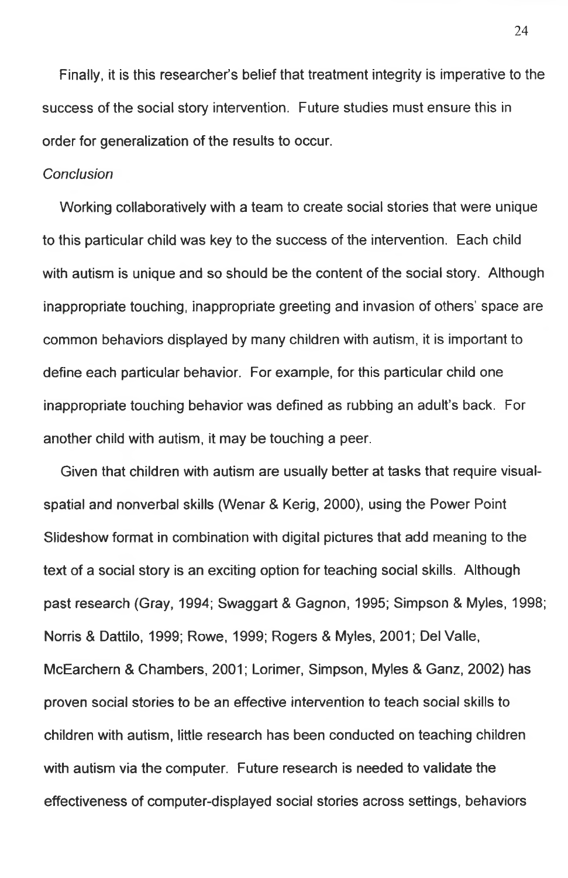Finally, it is this researcher's belief that treatment integrity is imperative to the success of the social story intervention. Future studies must ensure this in order for generalization of the results to occur.

*Conclusion*

Working collaboratively with a team to create social stories that were unique to this particular child was key to the success of the intervention. Each child with autism is unique and so should be the content of the social story. Although inappropriate touching, inappropriate greeting and invasion of others' space are common behaviors displayed by many children with autism, it is important to define each particular behavior. For example, for this particular child one inappropriate touching behavior was defined as rubbing an adult's back. For another child with autism, it may be touching a peer.

Given that children with autism are usually better at tasks that require visual-spatial and nonverbal skills (Wenar & Kerig, 2000), using the Power Point Slideshow format in combination with digital pictures that add meaning to the text of a social story is an exciting option for teaching social skills. Although past research (Gray, 1994; Swaggart & Gagnon, 1995; Simpson & Myles, 1998; Norris & Dattilo, 1999; Rowe, 1999; Rogers & Myles, 2001; Del Valle, McEarchern & Chambers, 2001; Lorimer, Simpson, Myles & Ganz, 2002) has proven social stories to be an effective intervention to teach social skills to children with autism, little research has been conducted on teaching children with autism via the computer. Future research is needed to validate the effectiveness of computer-displayed social stories across settings, behaviors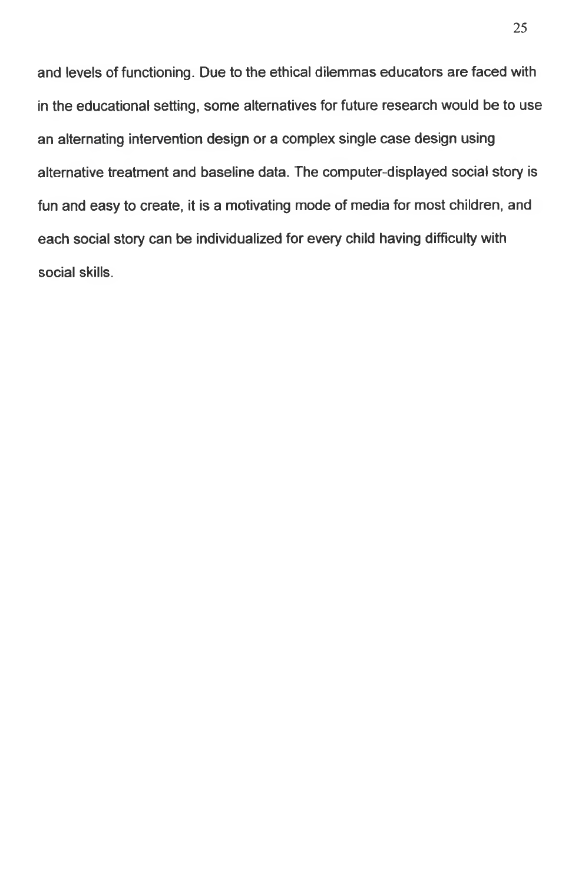and levels of functioning. Due to the ethical dilemmas educators are faced with in the educational setting, some alternatives for future research would be to use an alternating intervention design or a complex single case design using alternative treatment and baseline data. The computer-displayed social story is fun and easy to create, it is a motivating mode of media for most children, and each social story can be individualized for every child having difficulty with social skills.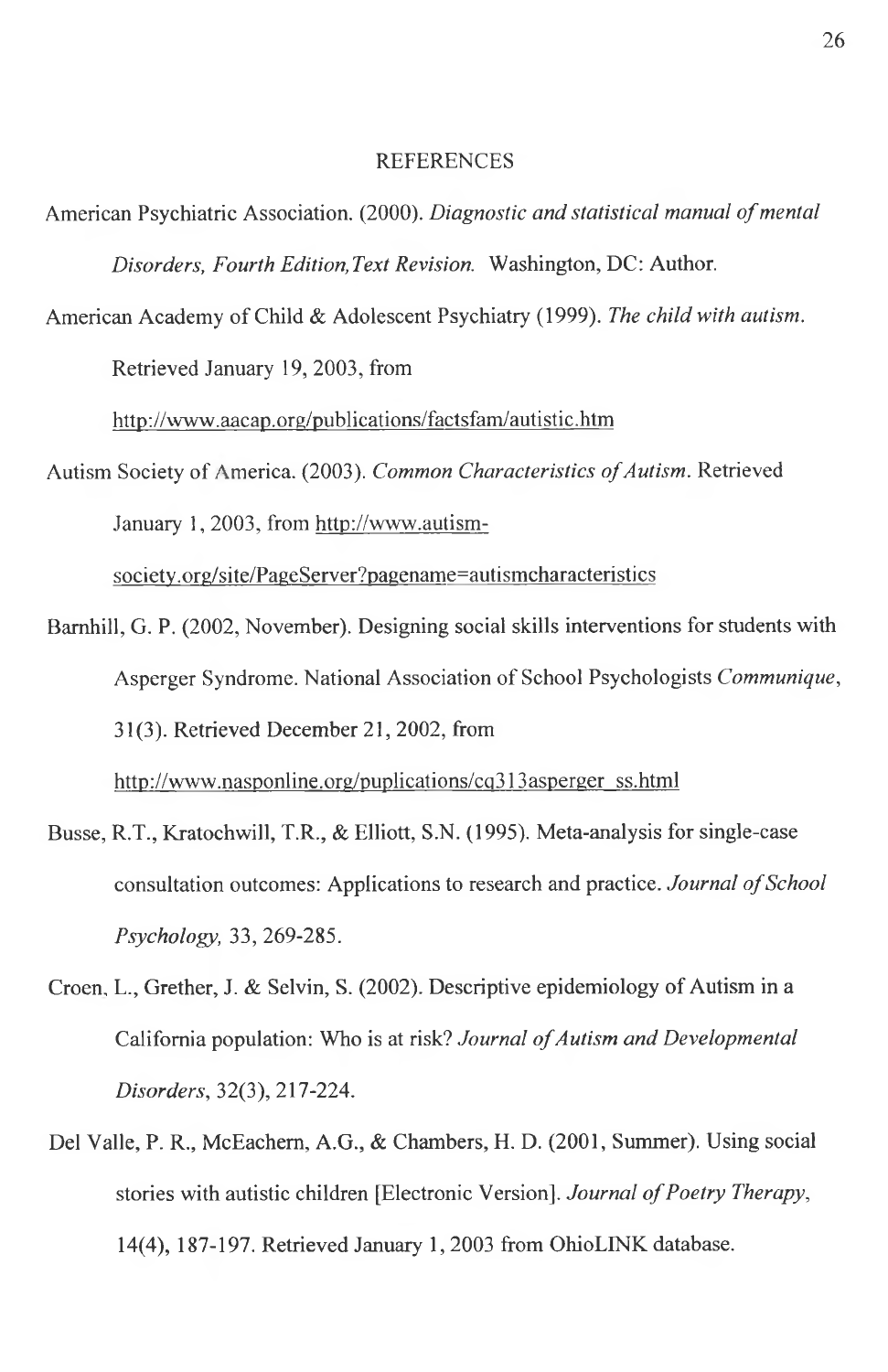# REFERENCES

American Psychiatric Association. (2000). *Diagnostic and statistical manual of mental Disorders, Fourth Edition,Text Revision.* Washington, DC: Author.

American Academy of Child & Adolescent Psychiatry (1999). *The child with autism.* Retrieved January 19, 2003, from http://www.aacap.org/publications/factsfam/autistic.htm

Autism Society of America. (2003). *Common Characteristics of Autism.* Retrieved January 1, 2003, from http://www.autism-society.org/site/PageServer?pagename=autismcharacteristics

Barnhill, G. P. (2002, November). Designing social skills interventions for students with Asperger Syndrome. National Association of School Psychologists *Communique*, 31(3). Retrieved December 21, 2002, from http://www.nasponline.org/puplications/cq313asperger_ss.html

Busse, R.T., Kratochwill, T.R., & Elliott, S.N. (1995). Meta-analysis for single-case consultation outcomes: Applications to research and practice. *Journal of School Psychology,* 33, 269-285.

Croen, L., Grether, J. & Selvin, S. (2002). Descriptive epidemiology of Autism in a California population: Who is at risk? *Journal of Autism and Developmental Disorders*, 32(3), 217-224.

Del Valle, P. R., McEachern, A.G., & Chambers, H. D. (2001, Summer). Using social stories with autistic children [Electronic Version]. *Journal of Poetry Therapy*, 14(4), 187-197. Retrieved January 1, 2003 from OhioLINK database.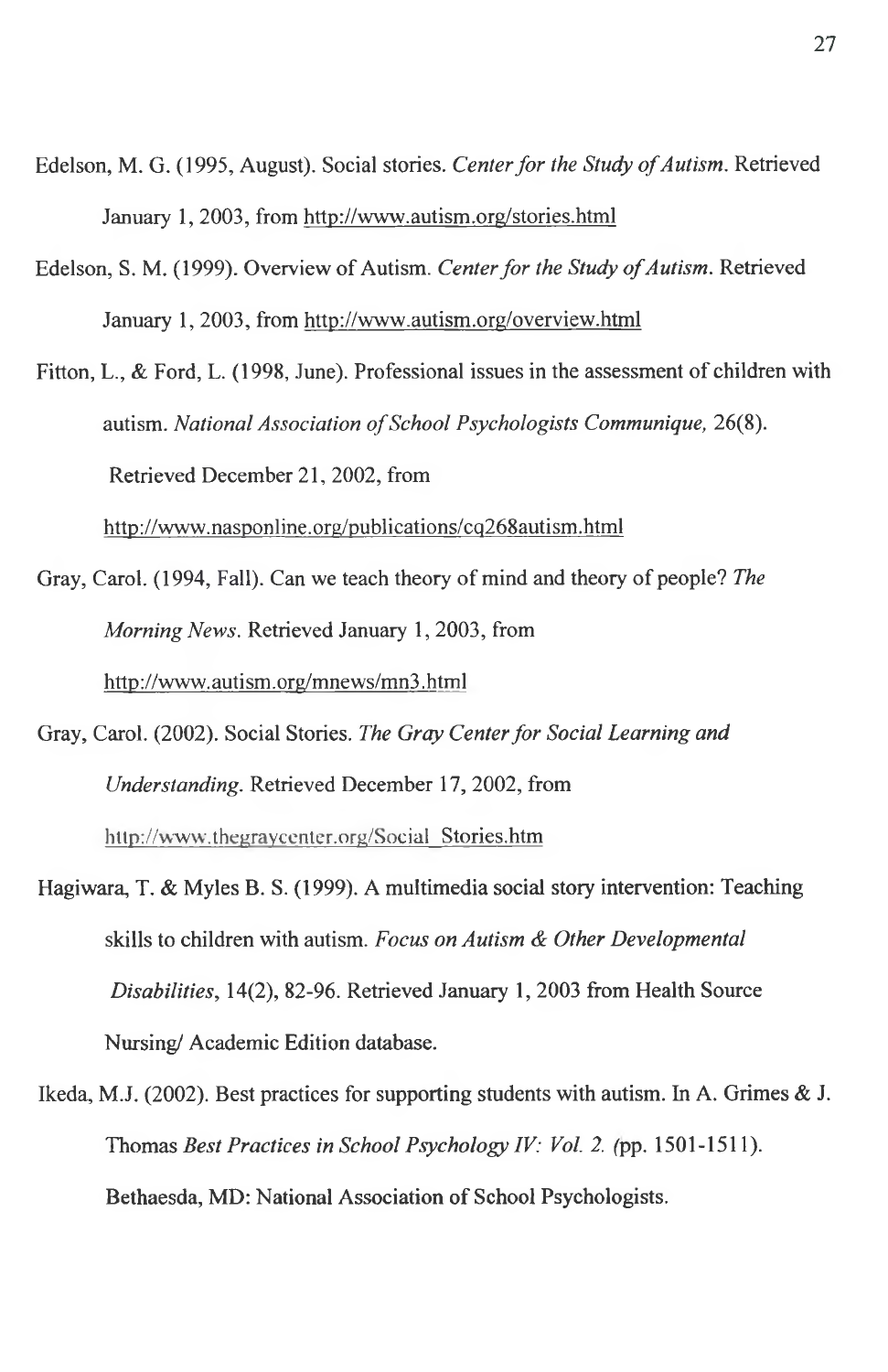Edelson, M. G. (1995, August). Social stories. *Center for the Study of Autism*. Retrieved January 1, 2003, from http://www.autism.org/stories.html

Edelson, S. M. (1999). Overview of Autism. *Center for the Study of Autism*. Retrieved January 1, 2003, from http://www.autism.org/overview.html

Fitton, L., & Ford, L. (1998, June). Professional issues in the assessment of children with autism. *National Association of School Psychologists Communique,* 26(8). Retrieved December 21, 2002, from http://www.nasponline.org/publications/cq268autism.html

Gray, Carol. (1994, Fall). Can we teach theory of mind and theory of people? *The Morning News*. Retrieved January 1, 2003, from http://www.autism.org/mnews/mn3.html

Gray, Carol. (2002). Social Stories. *The Gray Center for Social Learning and Understanding*. Retrieved December 17, 2002, from http://www.thegraycenter.org/Social_Stories.htm

Hagiwara, T. & Myles B. S. (1999). A multimedia social story intervention: Teaching skills to children with autism. *Focus on Autism & Other Developmental Disabilities*, 14(2), 82-96. Retrieved January 1, 2003 from Health Source Nursing/ Academic Edition database.

Ikeda, M.J. (2002). Best practices for supporting students with autism. In A. Grimes & J. Thomas *Best Practices in School Psychology IV: Vol. 2. (*pp. 1501-1511). Bethaesda, MD: National Association of School Psychologists.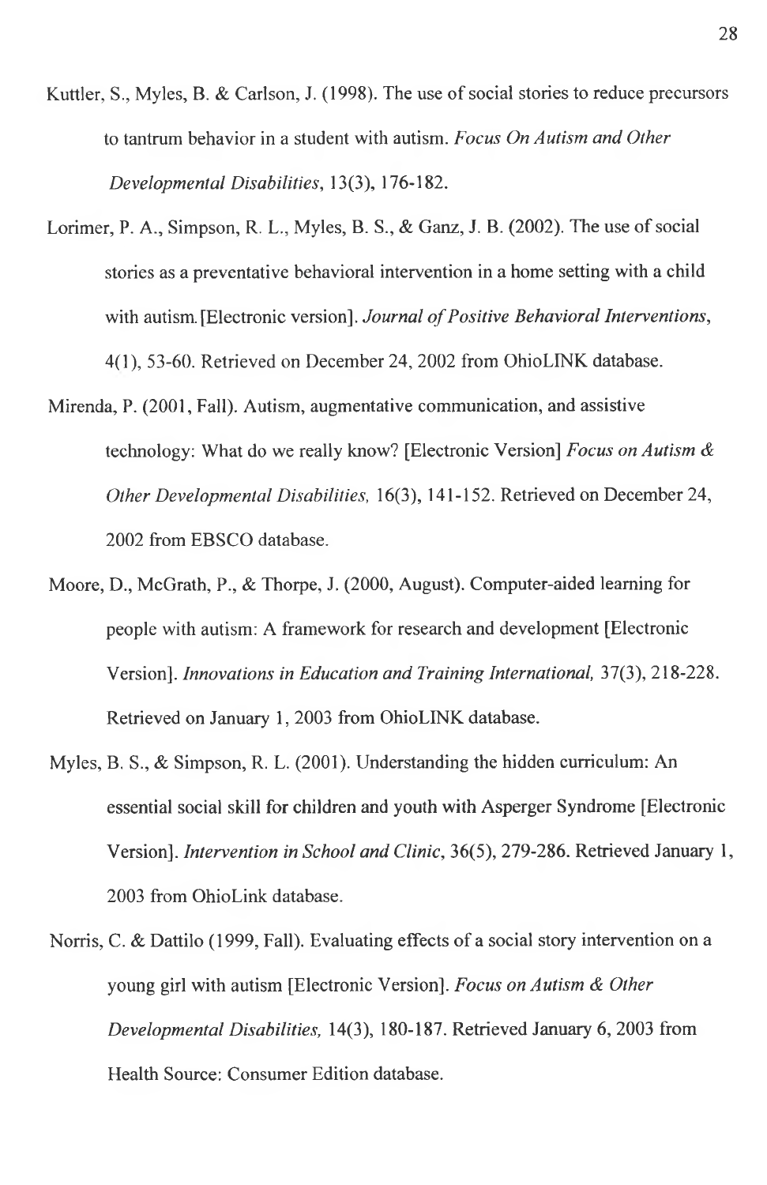Kuttler, S., Myles, B. & Carlson, J. (1998). The use of social stories to reduce precursors to tantrum behavior in a student with autism. *Focus On Autism and Other Developmental Disabilities*, 13(3), 176-182.

Lorimer, P. A., Simpson, R. L., Myles, B. S., & Ganz, J. B. (2002). The use of social stories as a preventative behavioral intervention in a home setting with a child with autism. [Electronic version]. *Journal of Positive Behavioral Interventions*, 4(1), 53-60. Retrieved on December 24, 2002 from OhioLINK database.

Mirenda, P. (2001, Fall). Autism, augmentative communication, and assistive technology: What do we really know? [Electronic Version] *Focus on Autism & Other Developmental Disabilities,* 16(3), 141-152. Retrieved on December 24, 2002 from EBSCO database.

Moore, D., McGrath, P., & Thorpe, J. (2000, August). Computer-aided learning for people with autism: A framework for research and development [Electronic Version]. *Innovations in Education and Training International,* 37(3), 218-228. Retrieved on January 1, 2003 from OhioLINK database.

Myles, B. S., & Simpson, R. L. (2001). Understanding the hidden curriculum: An essential social skill for children and youth with Asperger Syndrome [Electronic Version]. *Intervention in School and Clinic*, 36(5), 279-286. Retrieved January 1, 2003 from OhioLink database.

Norris, C. & Dattilo (1999, Fall). Evaluating effects of a social story intervention on a young girl with autism [Electronic Version]. *Focus on Autism & Other Developmental Disabilities,* 14(3), 180-187. Retrieved January 6, 2003 from Health Source: Consumer Edition database.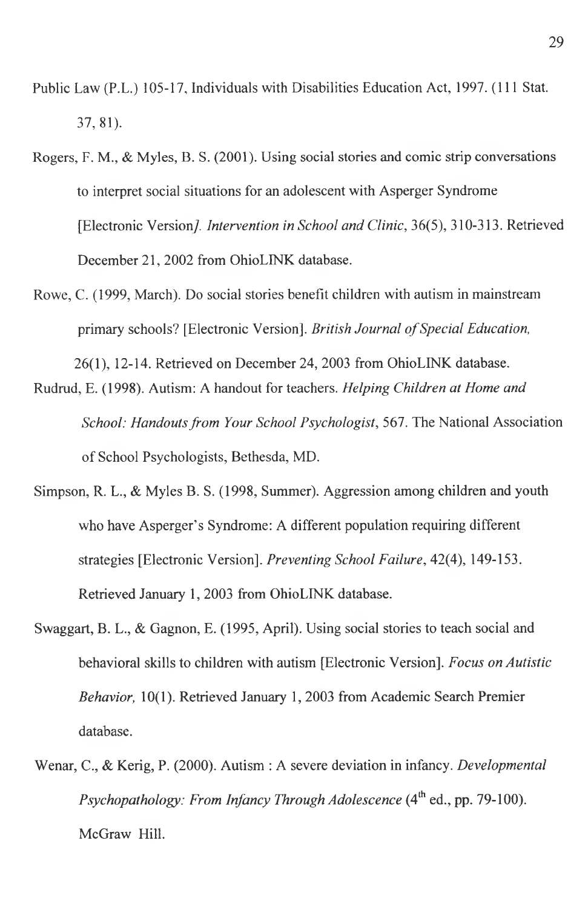Public Law (P.L.) 105-17, Individuals with Disabilities Education Act, 1997. (111 Stat. 37, 81).

Rogers, F. M., & Myles, B. S. (2001). Using social stories and comic strip conversations to interpret social situations for an adolescent with Asperger Syndrome [Electronic Version*]. Intervention in School and Clinic*, 36(5), 310-313. Retrieved December 21, 2002 from OhioLINK database.

Rowe, C. (1999, March). Do social stories benefit children with autism in mainstream primary schools? [Electronic Version]. *British Journal of Special Education,* 26(1), 12-14. Retrieved on December 24, 2003 from OhioLINK database.

Rudrud, E. (1998). Autism: A handout for teachers. *Helping Children at Home and School: Handouts from Your School Psychologist*, 567. The National Association of School Psychologists, Bethesda, MD.

Simpson, R. L., & Myles B. S. (1998, Summer). Aggression among children and youth who have Asperger's Syndrome: A different population requiring different strategies [Electronic Version]. *Preventing School Failure*, 42(4), 149-153. Retrieved January 1, 2003 from OhioLINK database.

Swaggart, B. L., & Gagnon, E. (1995, April). Using social stories to teach social and behavioral skills to children with autism [Electronic Version]. *Focus on Autistic Behavior,* 10(1). Retrieved January 1, 2003 from Academic Search Premier database.

Wenar, C., & Kerig, P. (2000). Autism : A severe deviation in infancy. *Developmental Psychopathology: From Infancy Through Adolescence* (4th ed., pp. 79-100). McGraw Hill.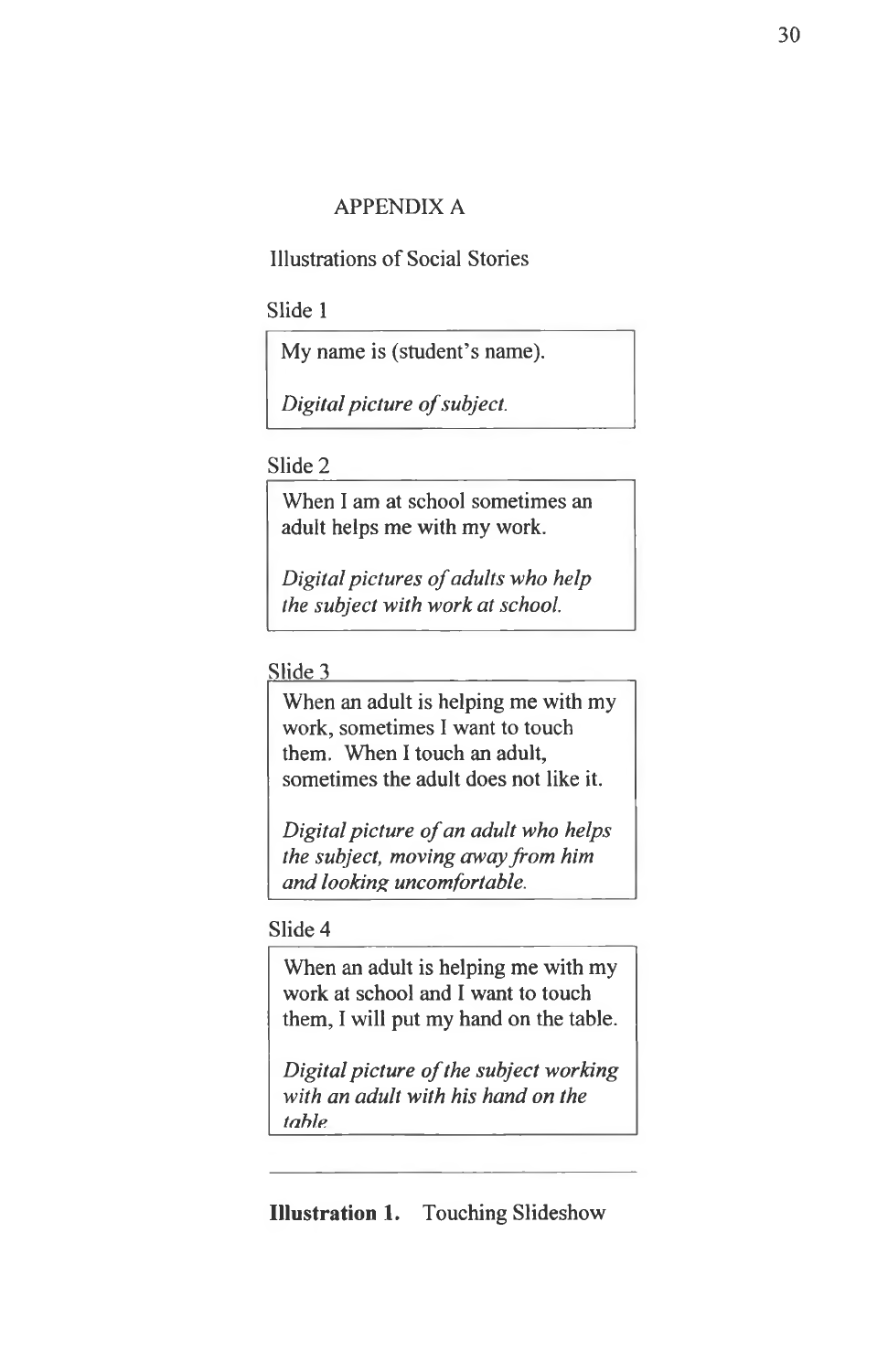# APPENDIX A

## Illustrations of Social Stories

Slide 1

> My name is (student's name).
>
> *Digital picture of subject.*

Slide 2

> When I am at school sometimes an adult helps me with my work.
>
> *Digital pictures of adults who help the subject with work at school.*

Slide 3

> When an adult is helping me with my work, sometimes I want to touch them. When I touch an adult, sometimes the adult does not like it.
>
> *Digital picture of an adult who helps the subject, moving away from him and looking uncomfortable.*

Slide 4

> When an adult is helping me with my work at school and I want to touch them, I will put my hand on the table.
>
> *Digital picture of the subject working with an adult with his hand on the table.*

---

**Illustration 1.** Touching Slideshow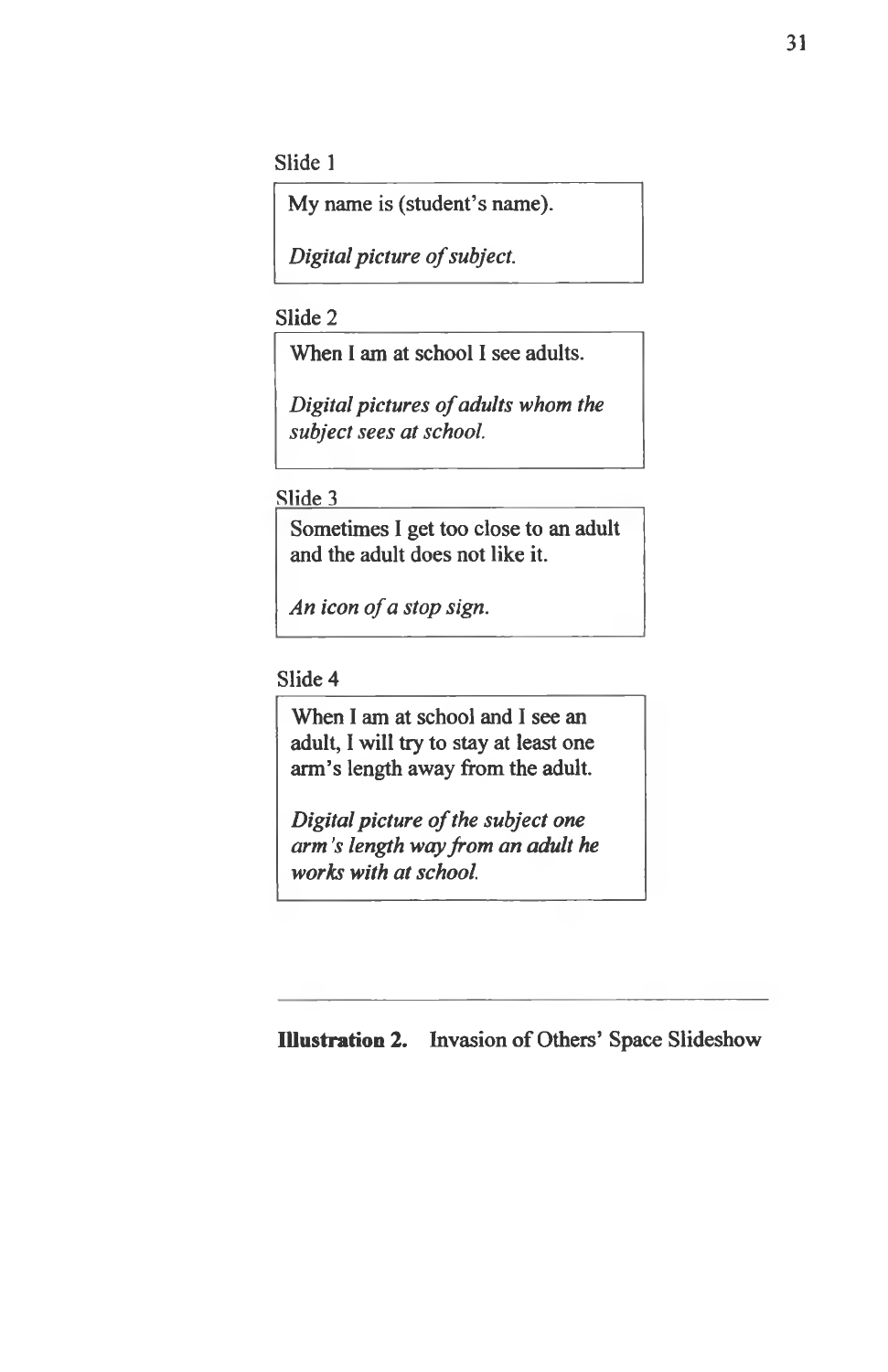Slide 1

> My name is (student's name).
>
> *Digital picture of subject.*

Slide 2

> When I am at school I see adults.
>
> *Digital pictures of adults whom the subject sees at school.*

Slide 3

> Sometimes I get too close to an adult and the adult does not like it.
>
> *An icon of a stop sign.*

Slide 4

> When I am at school and I see an adult, I will try to stay at least one arm's length away from the adult.
>
> *Digital picture of the subject one arm's length way from an adult he works with at school.*

---

**Illustration 2.** Invasion of Others' Space Slideshow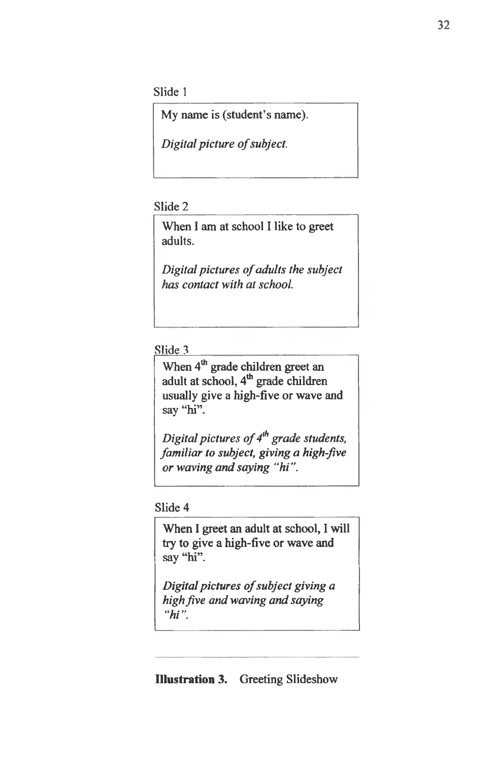Slide 1

> My name is (student's name).
>
> *Digital picture of subject.*

Slide 2

> When I am at school I like to greet adults.
>
> *Digital pictures of adults the subject has contact with at school.*

Slide 3

> When 4th grade children greet an adult at school, 4th grade children usually give a high-five or wave and say "hi".
>
> *Digital pictures of 4th grade students, familiar to subject, giving a high-five or waving and saying "hi".*

Slide 4

> When I greet an adult at school, I will try to give a high-five or wave and say "hi".
>
> *Digital pictures of subject giving a high five and waving and saying "hi".*

---

**Illustration 3.** Greeting Slideshow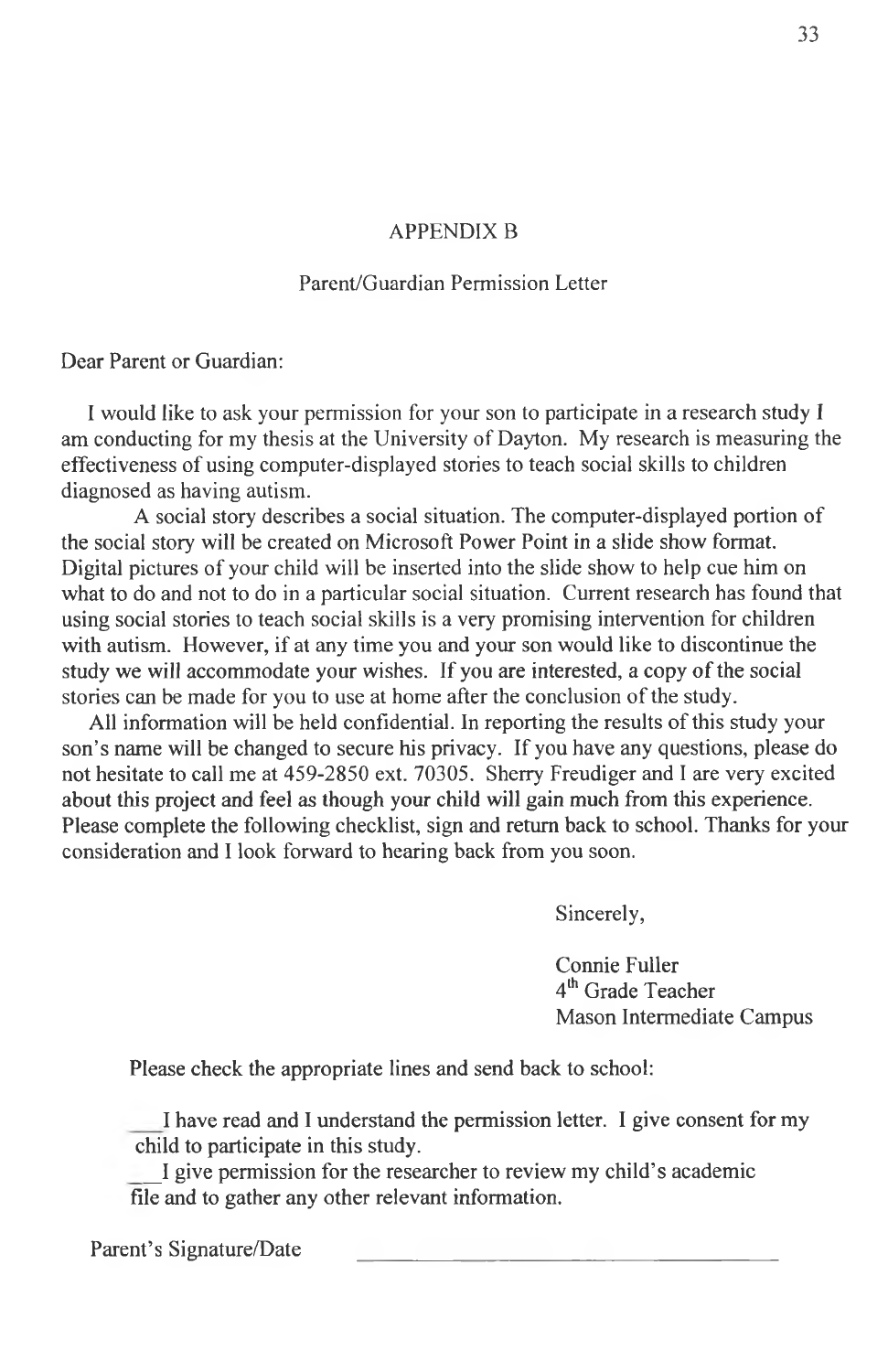# APPENDIX B

## Parent/Guardian Permission Letter

Dear Parent or Guardian:

I would like to ask your permission for your son to participate in a research study I am conducting for my thesis at the University of Dayton. My research is measuring the effectiveness of using computer-displayed stories to teach social skills to children diagnosed as having autism.

A social story describes a social situation. The computer-displayed portion of the social story will be created on Microsoft Power Point in a slide show format. Digital pictures of your child will be inserted into the slide show to help cue him on what to do and not to do in a particular social situation. Current research has found that using social stories to teach social skills is a very promising intervention for children with autism. However, if at any time you and your son would like to discontinue the study we will accommodate your wishes. If you are interested, a copy of the social stories can be made for you to use at home after the conclusion of the study.

All information will be held confidential. In reporting the results of this study your son's name will be changed to secure his privacy. If you have any questions, please do not hesitate to call me at 459-2850 ext. 70305. Sherry Freudiger and I are very excited about this project and feel as though your child will gain much from this experience. Please complete the following checklist, sign and return back to school. Thanks for your consideration and I look forward to hearing back from you soon.

Sincerely,

Connie Fuller
4th Grade Teacher
Mason Intermediate Campus

Please check the appropriate lines and send back to school:

\_\_\_I have read and I understand the permission letter. I give consent for my child to participate in this study.

\_\_\_I give permission for the researcher to review my child's academic file and to gather any other relevant information.

Parent's Signature/Date \_\_\_\_\_\_\_\_\_\_\_\_\_\_\_\_\_\_\_\_\_\_\_\_\_\_\_\_\_\_\_\_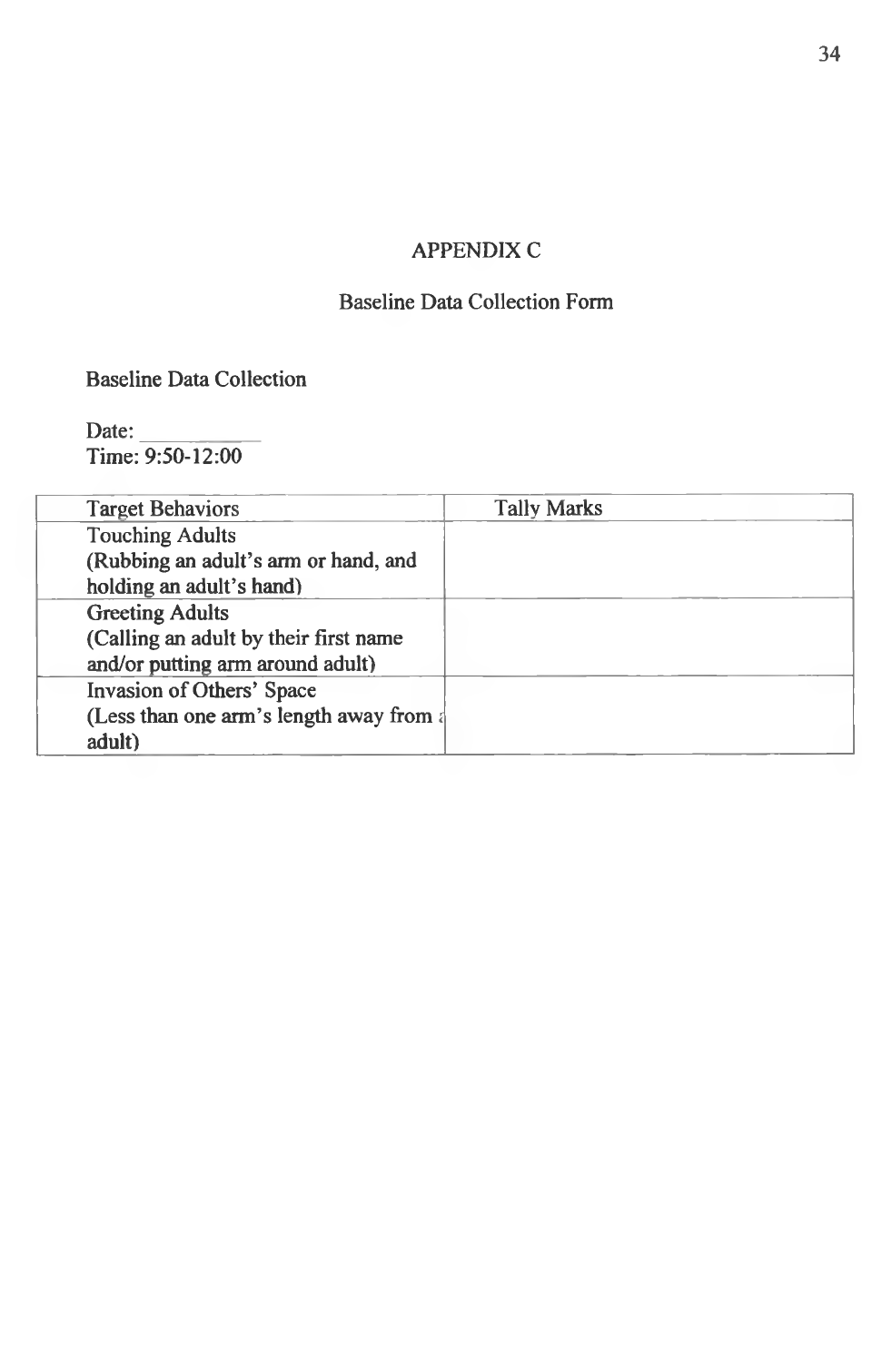# APPENDIX C

## Baseline Data Collection Form

Baseline Data Collection

Date: \_\_\_\_\_\_\_\_\_\_
Time: 9:50-12:00

| Target Behaviors | Tally Marks |
|---|---|
| Touching Adults (Rubbing an adult's arm or hand, and holding an adult's hand) | |
| Greeting Adults (Calling an adult by their first name and/or putting arm around adult) | |
| Invasion of Others' Space (Less than one arm's length away from a adult) | |